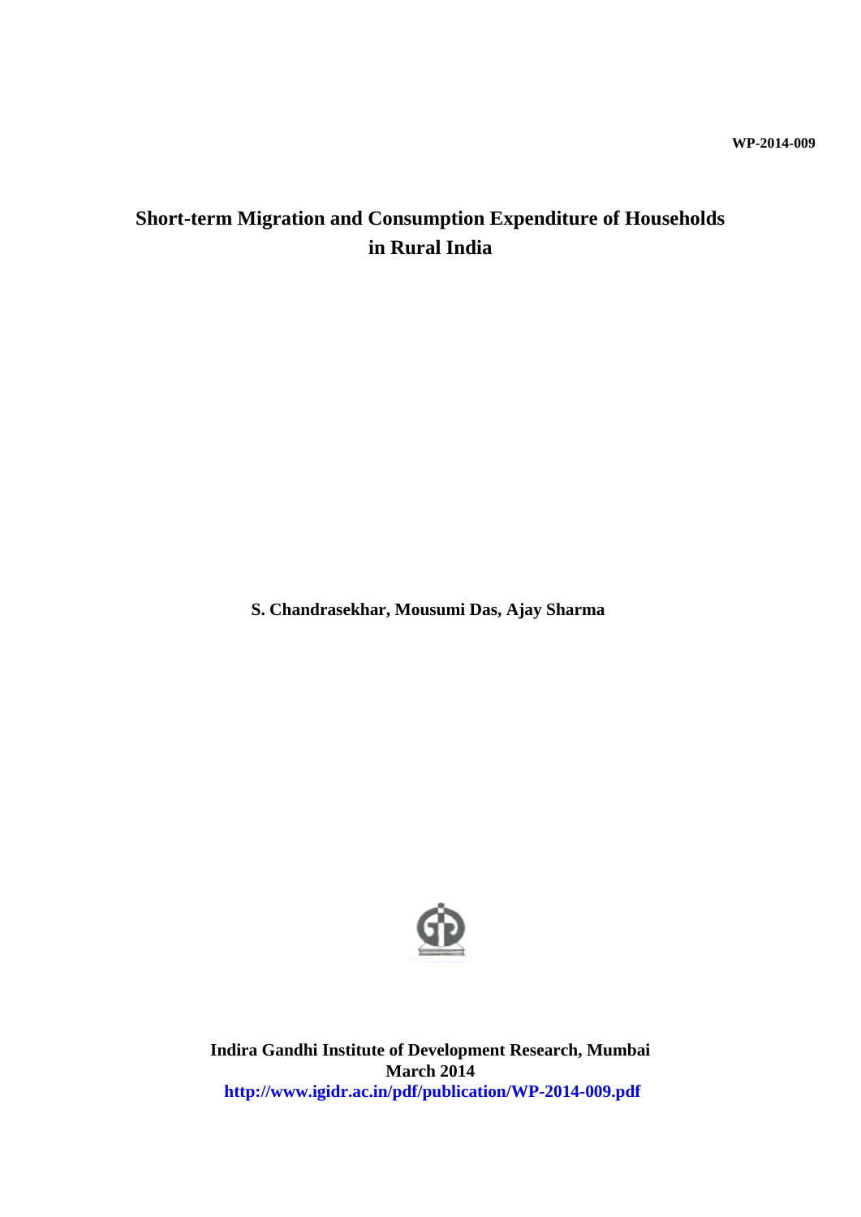WP-2014-009

# Short-term Migration and Consumption Expenditure of Households in Rural India

**S. Chandrasekhar, Mousumi Das, Ajay Sharma**

**Indira Gandhi Institute of Development Research, Mumbai**
**March 2014**
**http://www.igidr.ac.in/pdf/publication/WP-2014-009.pdf**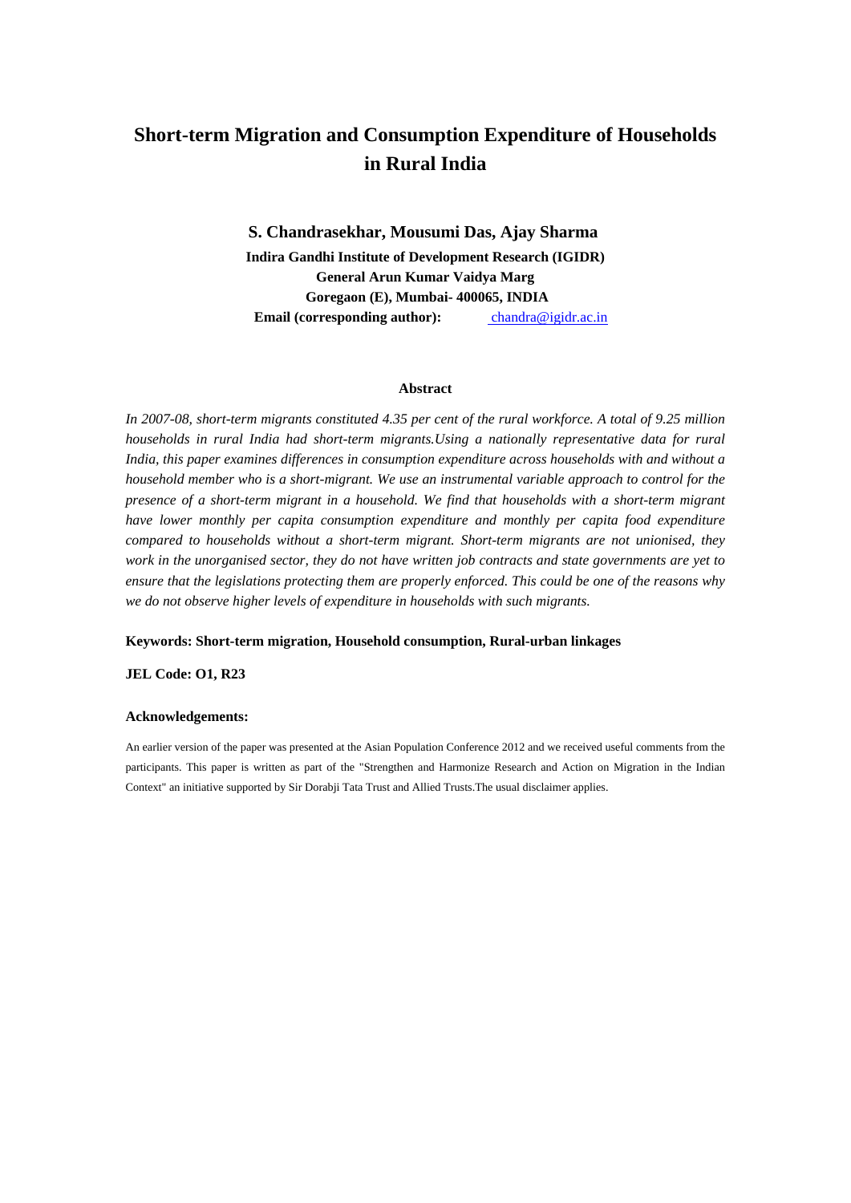# Short-term Migration and Consumption Expenditure of Households in Rural India

**S. Chandrasekhar, Mousumi Das, Ajay Sharma**

**Indira Gandhi Institute of Development Research (IGIDR)**
**General Arun Kumar Vaidya Marg**
**Goregaon (E), Mumbai- 400065, INDIA**
**Email (corresponding author):** chandra@igidr.ac.in

## Abstract

*In 2007-08, short-term migrants constituted 4.35 per cent of the rural workforce. A total of 9.25 million households in rural India had short-term migrants.Using a nationally representative data for rural India, this paper examines differences in consumption expenditure across households with and without a household member who is a short-migrant. We use an instrumental variable approach to control for the presence of a short-term migrant in a household. We find that households with a short-term migrant have lower monthly per capita consumption expenditure and monthly per capita food expenditure compared to households without a short-term migrant. Short-term migrants are not unionised, they work in the unorganised sector, they do not have written job contracts and state governments are yet to ensure that the legislations protecting them are properly enforced. This could be one of the reasons why we do not observe higher levels of expenditure in households with such migrants.*

**Keywords: Short-term migration, Household consumption, Rural-urban linkages**

**JEL Code: O1, R23**

**Acknowledgements:**

An earlier version of the paper was presented at the Asian Population Conference 2012 and we received useful comments from the participants. This paper is written as part of the "Strengthen and Harmonize Research and Action on Migration in the Indian Context" an initiative supported by Sir Dorabji Tata Trust and Allied Trusts.The usual disclaimer applies.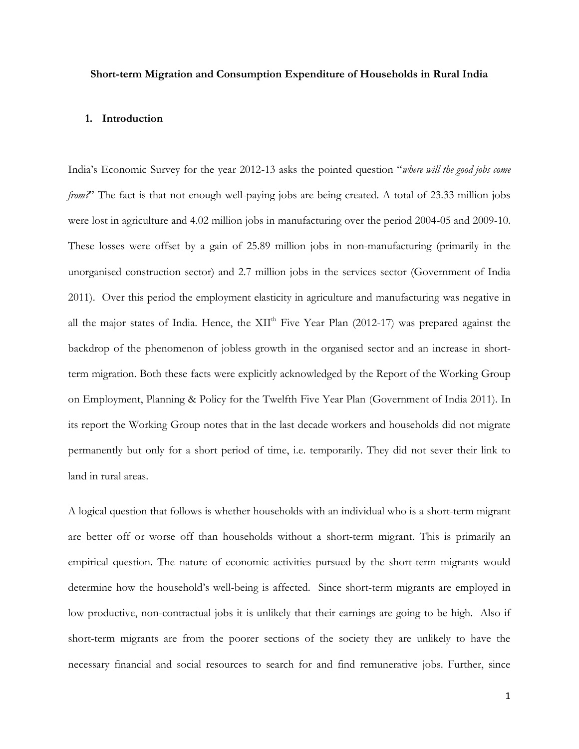**Short-term Migration and Consumption Expenditure of Households in Rural India**

## 1. Introduction

India's Economic Survey for the year 2012-13 asks the pointed question "*where will the good jobs come from?*" The fact is that not enough well-paying jobs are being created. A total of 23.33 million jobs were lost in agriculture and 4.02 million jobs in manufacturing over the period 2004-05 and 2009-10. These losses were offset by a gain of 25.89 million jobs in non-manufacturing (primarily in the unorganised construction sector) and 2.7 million jobs in the services sector (Government of India 2011). Over this period the employment elasticity in agriculture and manufacturing was negative in all the major states of India. Hence, the XII$^{th}$ Five Year Plan (2012-17) was prepared against the backdrop of the phenomenon of jobless growth in the organised sector and an increase in short-term migration. Both these facts were explicitly acknowledged by the Report of the Working Group on Employment, Planning & Policy for the Twelfth Five Year Plan (Government of India 2011). In its report the Working Group notes that in the last decade workers and households did not migrate permanently but only for a short period of time, i.e. temporarily. They did not sever their link to land in rural areas.

A logical question that follows is whether households with an individual who is a short-term migrant are better off or worse off than households without a short-term migrant. This is primarily an empirical question. The nature of economic activities pursued by the short-term migrants would determine how the household's well-being is affected. Since short-term migrants are employed in low productive, non-contractual jobs it is unlikely that their earnings are going to be high. Also if short-term migrants are from the poorer sections of the society they are unlikely to have the necessary financial and social resources to search for and find remunerative jobs. Further, since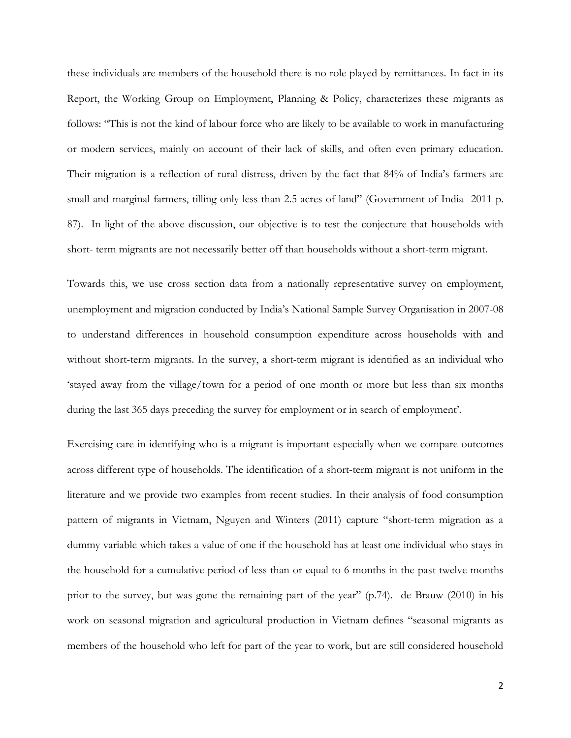these individuals are members of the household there is no role played by remittances. In fact in its Report, the Working Group on Employment, Planning & Policy, characterizes these migrants as follows: "This is not the kind of labour force who are likely to be available to work in manufacturing or modern services, mainly on account of their lack of skills, and often even primary education. Their migration is a reflection of rural distress, driven by the fact that 84% of India's farmers are small and marginal farmers, tilling only less than 2.5 acres of land" (Government of India 2011 p. 87). In light of the above discussion, our objective is to test the conjecture that households with short- term migrants are not necessarily better off than households without a short-term migrant.

Towards this, we use cross section data from a nationally representative survey on employment, unemployment and migration conducted by India's National Sample Survey Organisation in 2007-08 to understand differences in household consumption expenditure across households with and without short-term migrants. In the survey, a short-term migrant is identified as an individual who 'stayed away from the village/town for a period of one month or more but less than six months during the last 365 days preceding the survey for employment or in search of employment'.

Exercising care in identifying who is a migrant is important especially when we compare outcomes across different type of households. The identification of a short-term migrant is not uniform in the literature and we provide two examples from recent studies. In their analysis of food consumption pattern of migrants in Vietnam, Nguyen and Winters (2011) capture "short-term migration as a dummy variable which takes a value of one if the household has at least one individual who stays in the household for a cumulative period of less than or equal to 6 months in the past twelve months prior to the survey, but was gone the remaining part of the year" (p.74). de Brauw (2010) in his work on seasonal migration and agricultural production in Vietnam defines "seasonal migrants as members of the household who left for part of the year to work, but are still considered household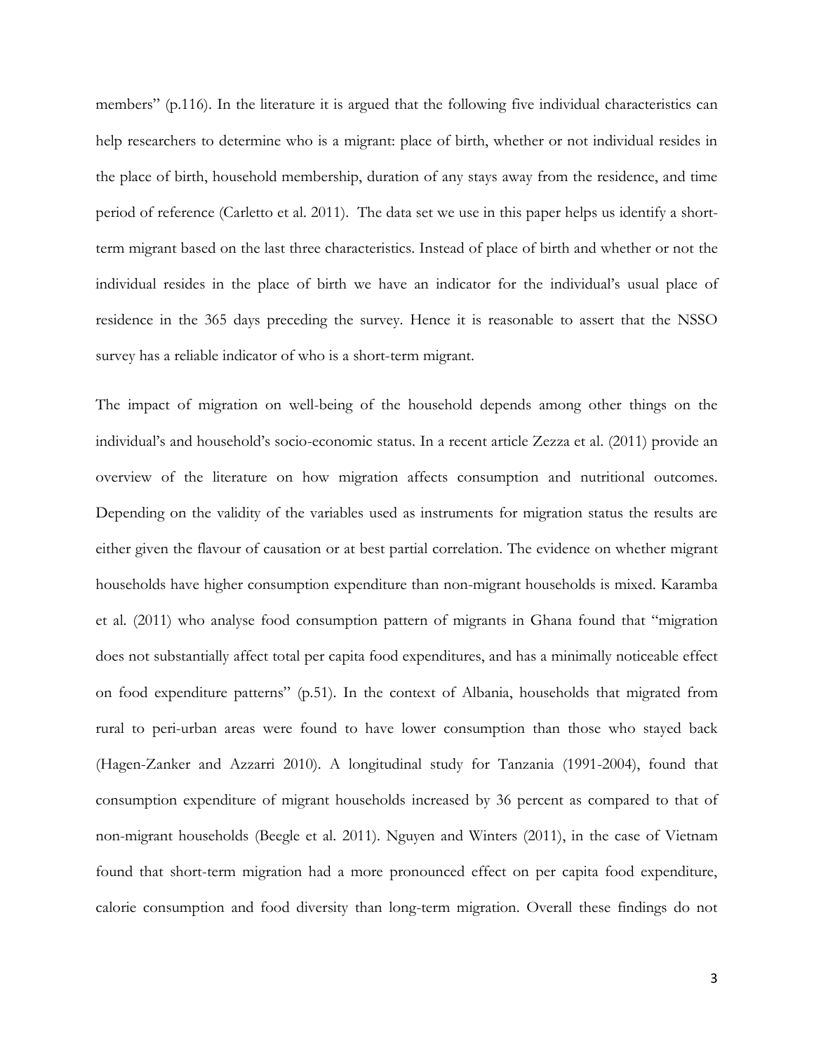members" (p.116). In the literature it is argued that the following five individual characteristics can help researchers to determine who is a migrant: place of birth, whether or not individual resides in the place of birth, household membership, duration of any stays away from the residence, and time period of reference (Carletto et al. 2011). The data set we use in this paper helps us identify a short-term migrant based on the last three characteristics. Instead of place of birth and whether or not the individual resides in the place of birth we have an indicator for the individual's usual place of residence in the 365 days preceding the survey. Hence it is reasonable to assert that the NSSO survey has a reliable indicator of who is a short-term migrant.

The impact of migration on well-being of the household depends among other things on the individual's and household's socio-economic status. In a recent article Zezza et al. (2011) provide an overview of the literature on how migration affects consumption and nutritional outcomes. Depending on the validity of the variables used as instruments for migration status the results are either given the flavour of causation or at best partial correlation. The evidence on whether migrant households have higher consumption expenditure than non-migrant households is mixed. Karamba et al. (2011) who analyse food consumption pattern of migrants in Ghana found that "migration does not substantially affect total per capita food expenditures, and has a minimally noticeable effect on food expenditure patterns" (p.51). In the context of Albania, households that migrated from rural to peri-urban areas were found to have lower consumption than those who stayed back (Hagen-Zanker and Azzarri 2010). A longitudinal study for Tanzania (1991-2004), found that consumption expenditure of migrant households increased by 36 percent as compared to that of non-migrant households (Beegle et al. 2011). Nguyen and Winters (2011), in the case of Vietnam found that short-term migration had a more pronounced effect on per capita food expenditure, calorie consumption and food diversity than long-term migration. Overall these findings do not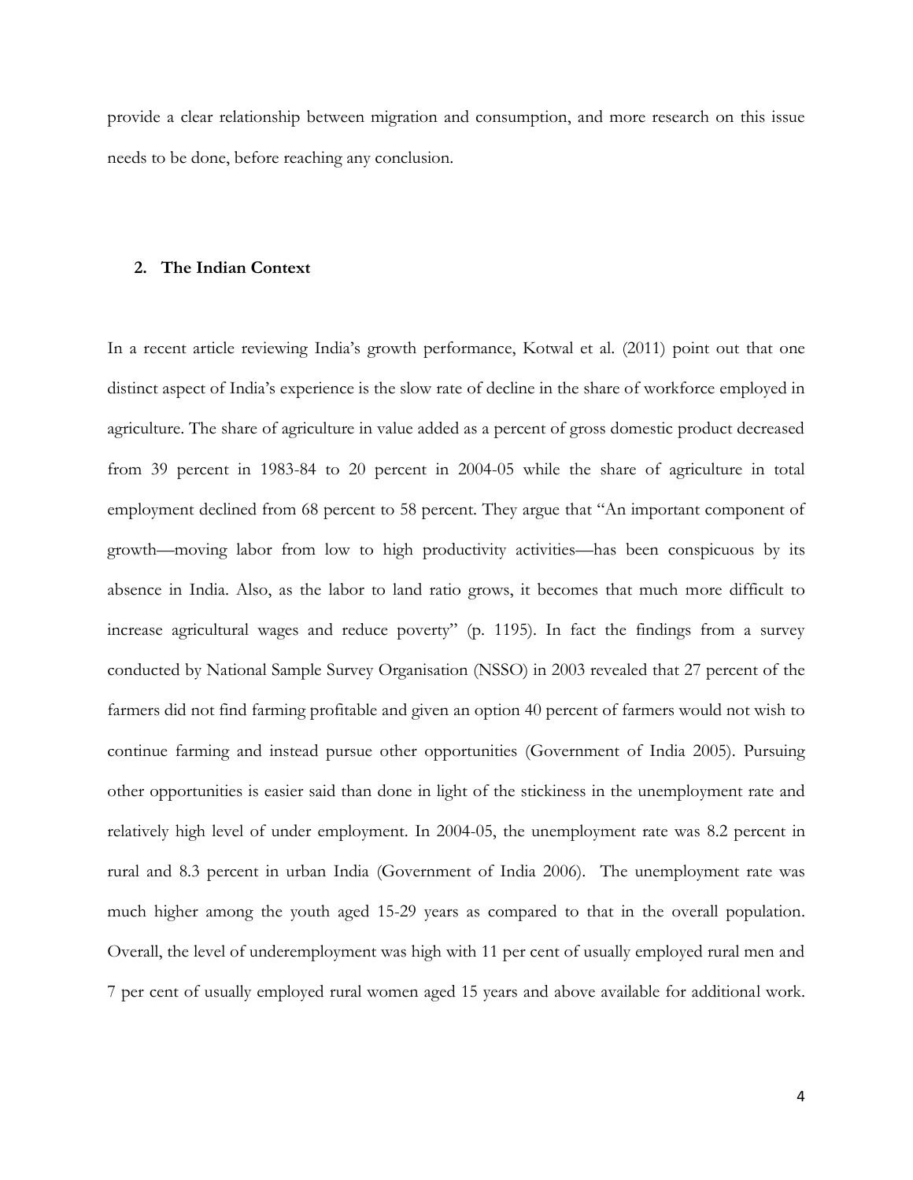provide a clear relationship between migration and consumption, and more research on this issue needs to be done, before reaching any conclusion.

## 2. The Indian Context

In a recent article reviewing India's growth performance, Kotwal et al. (2011) point out that one distinct aspect of India's experience is the slow rate of decline in the share of workforce employed in agriculture. The share of agriculture in value added as a percent of gross domestic product decreased from 39 percent in 1983-84 to 20 percent in 2004-05 while the share of agriculture in total employment declined from 68 percent to 58 percent. They argue that "An important component of growth—moving labor from low to high productivity activities—has been conspicuous by its absence in India. Also, as the labor to land ratio grows, it becomes that much more difficult to increase agricultural wages and reduce poverty" (p. 1195). In fact the findings from a survey conducted by National Sample Survey Organisation (NSSO) in 2003 revealed that 27 percent of the farmers did not find farming profitable and given an option 40 percent of farmers would not wish to continue farming and instead pursue other opportunities (Government of India 2005). Pursuing other opportunities is easier said than done in light of the stickiness in the unemployment rate and relatively high level of under employment. In 2004-05, the unemployment rate was 8.2 percent in rural and 8.3 percent in urban India (Government of India 2006). The unemployment rate was much higher among the youth aged 15-29 years as compared to that in the overall population. Overall, the level of underemployment was high with 11 per cent of usually employed rural men and 7 per cent of usually employed rural women aged 15 years and above available for additional work.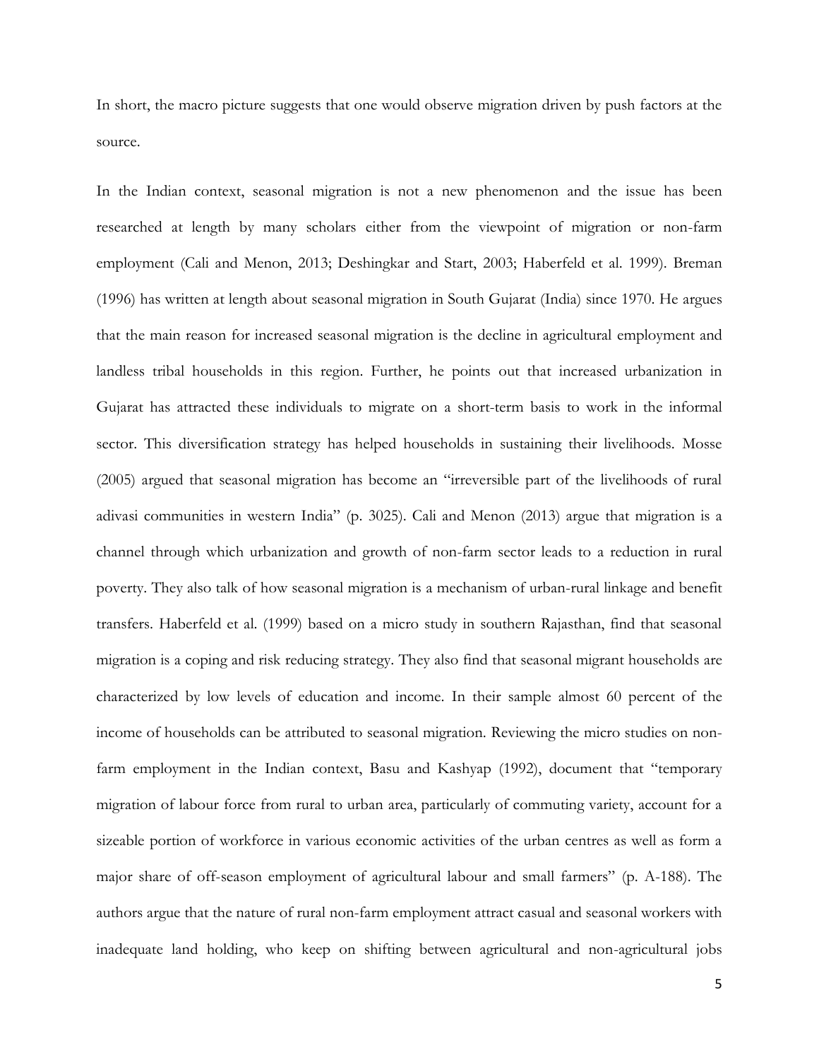In short, the macro picture suggests that one would observe migration driven by push factors at the source.

In the Indian context, seasonal migration is not a new phenomenon and the issue has been researched at length by many scholars either from the viewpoint of migration or non-farm employment (Cali and Menon, 2013; Deshingkar and Start, 2003; Haberfeld et al. 1999). Breman (1996) has written at length about seasonal migration in South Gujarat (India) since 1970. He argues that the main reason for increased seasonal migration is the decline in agricultural employment and landless tribal households in this region. Further, he points out that increased urbanization in Gujarat has attracted these individuals to migrate on a short-term basis to work in the informal sector. This diversification strategy has helped households in sustaining their livelihoods. Mosse (2005) argued that seasonal migration has become an "irreversible part of the livelihoods of rural adivasi communities in western India" (p. 3025). Cali and Menon (2013) argue that migration is a channel through which urbanization and growth of non-farm sector leads to a reduction in rural poverty. They also talk of how seasonal migration is a mechanism of urban-rural linkage and benefit transfers. Haberfeld et al. (1999) based on a micro study in southern Rajasthan, find that seasonal migration is a coping and risk reducing strategy. They also find that seasonal migrant households are characterized by low levels of education and income. In their sample almost 60 percent of the income of households can be attributed to seasonal migration. Reviewing the micro studies on non-farm employment in the Indian context, Basu and Kashyap (1992), document that "temporary migration of labour force from rural to urban area, particularly of commuting variety, account for a sizeable portion of workforce in various economic activities of the urban centres as well as form a major share of off-season employment of agricultural labour and small farmers" (p. A-188). The authors argue that the nature of rural non-farm employment attract casual and seasonal workers with inadequate land holding, who keep on shifting between agricultural and non-agricultural jobs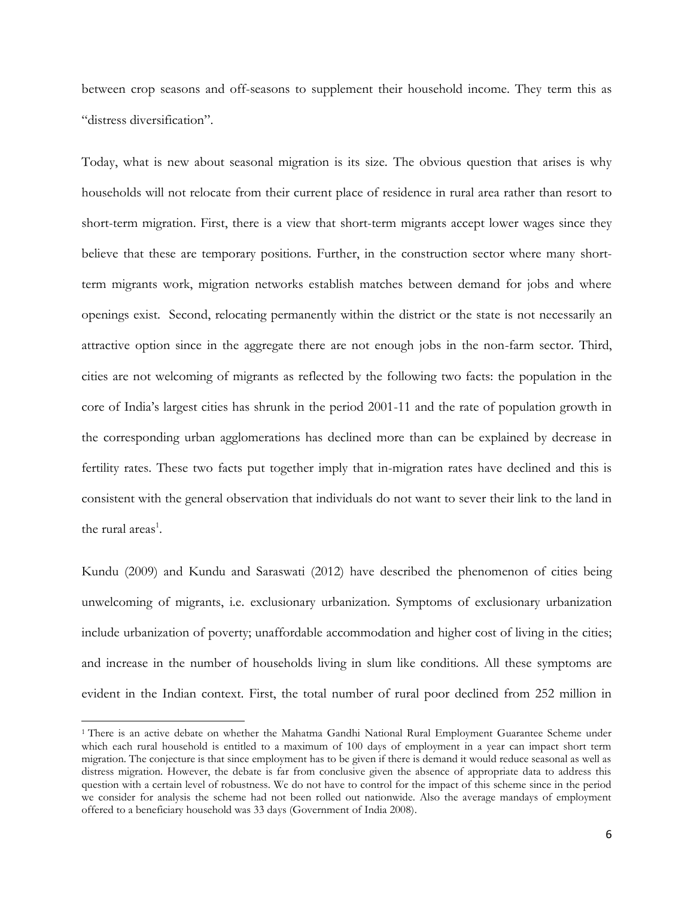between crop seasons and off-seasons to supplement their household income. They term this as "distress diversification".

Today, what is new about seasonal migration is its size. The obvious question that arises is why households will not relocate from their current place of residence in rural area rather than resort to short-term migration. First, there is a view that short-term migrants accept lower wages since they believe that these are temporary positions. Further, in the construction sector where many short-term migrants work, migration networks establish matches between demand for jobs and where openings exist. Second, relocating permanently within the district or the state is not necessarily an attractive option since in the aggregate there are not enough jobs in the non-farm sector. Third, cities are not welcoming of migrants as reflected by the following two facts: the population in the core of India's largest cities has shrunk in the period 2001-11 and the rate of population growth in the corresponding urban agglomerations has declined more than can be explained by decrease in fertility rates. These two facts put together imply that in-migration rates have declined and this is consistent with the general observation that individuals do not want to sever their link to the land in the rural areas[1].

Kundu (2009) and Kundu and Saraswati (2012) have described the phenomenon of cities being unwelcoming of migrants, i.e. exclusionary urbanization. Symptoms of exclusionary urbanization include urbanization of poverty; unaffordable accommodation and higher cost of living in the cities; and increase in the number of households living in slum like conditions. All these symptoms are evident in the Indian context. First, the total number of rural poor declined from 252 million in

---

[1] There is an active debate on whether the Mahatma Gandhi National Rural Employment Guarantee Scheme under which each rural household is entitled to a maximum of 100 days of employment in a year can impact short term migration. The conjecture is that since employment has to be given if there is demand it would reduce seasonal as well as distress migration. However, the debate is far from conclusive given the absence of appropriate data to address this question with a certain level of robustness. We do not have to control for the impact of this scheme since in the period we consider for analysis the scheme had not been rolled out nationwide. Also the average mandays of employment offered to a beneficiary household was 33 days (Government of India 2008).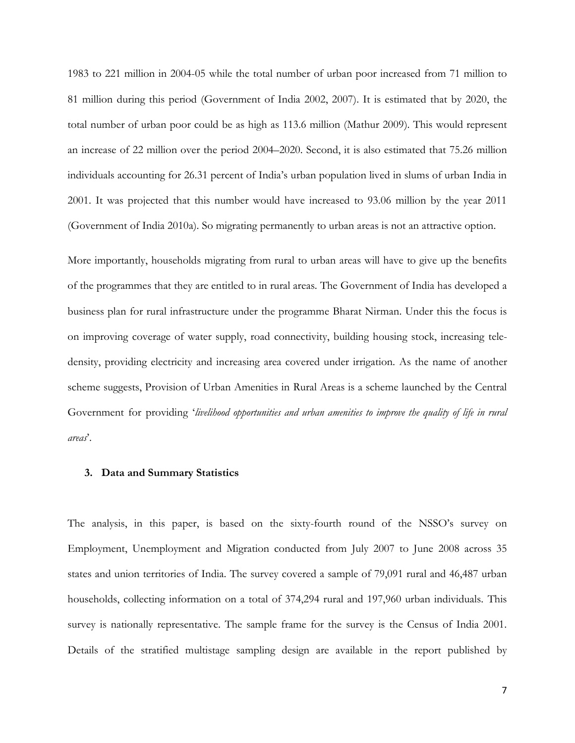1983 to 221 million in 2004-05 while the total number of urban poor increased from 71 million to 81 million during this period (Government of India 2002, 2007). It is estimated that by 2020, the total number of urban poor could be as high as 113.6 million (Mathur 2009). This would represent an increase of 22 million over the period 2004–2020. Second, it is also estimated that 75.26 million individuals accounting for 26.31 percent of India's urban population lived in slums of urban India in 2001. It was projected that this number would have increased to 93.06 million by the year 2011 (Government of India 2010a). So migrating permanently to urban areas is not an attractive option.

More importantly, households migrating from rural to urban areas will have to give up the benefits of the programmes that they are entitled to in rural areas. The Government of India has developed a business plan for rural infrastructure under the programme Bharat Nirman. Under this the focus is on improving coverage of water supply, road connectivity, building housing stock, increasing tele-density, providing electricity and increasing area covered under irrigation. As the name of another scheme suggests, Provision of Urban Amenities in Rural Areas is a scheme launched by the Central Government for providing '*livelihood opportunities and urban amenities to improve the quality of life in rural areas*'.

## 3. Data and Summary Statistics

The analysis, in this paper, is based on the sixty-fourth round of the NSSO's survey on Employment, Unemployment and Migration conducted from July 2007 to June 2008 across 35 states and union territories of India. The survey covered a sample of 79,091 rural and 46,487 urban households, collecting information on a total of 374,294 rural and 197,960 urban individuals. This survey is nationally representative. The sample frame for the survey is the Census of India 2001. Details of the stratified multistage sampling design are available in the report published by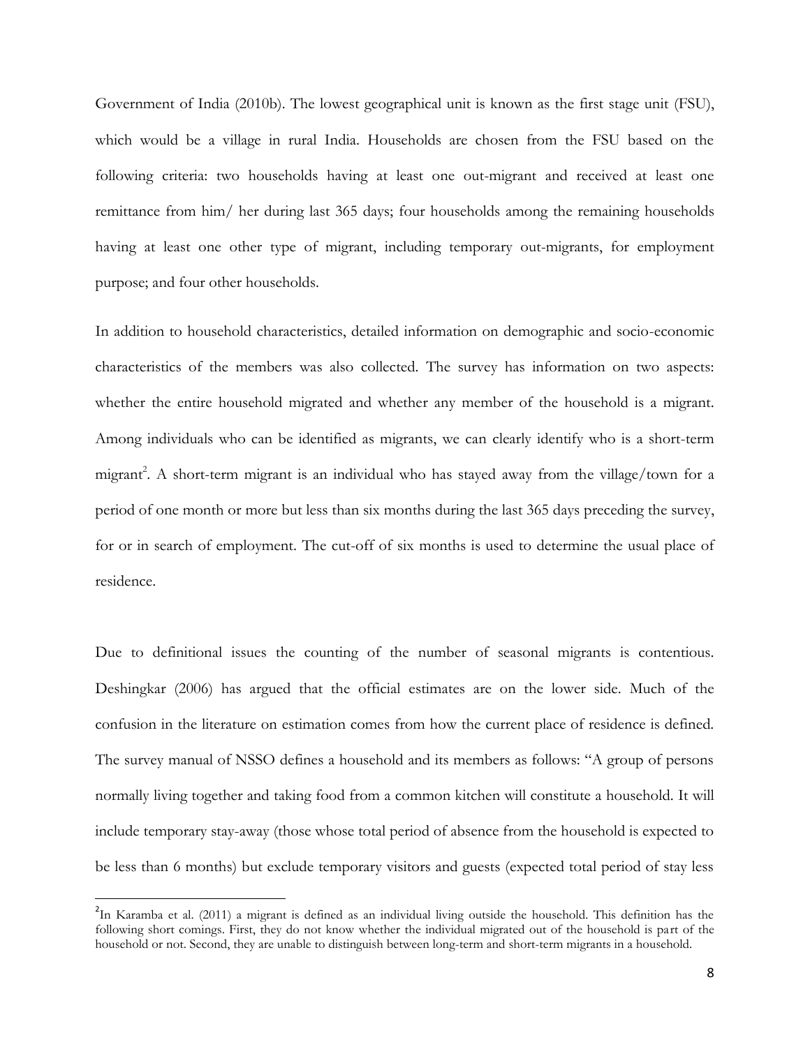Government of India (2010b). The lowest geographical unit is known as the first stage unit (FSU), which would be a village in rural India. Households are chosen from the FSU based on the following criteria: two households having at least one out-migrant and received at least one remittance from him/ her during last 365 days; four households among the remaining households having at least one other type of migrant, including temporary out-migrants, for employment purpose; and four other households.

In addition to household characteristics, detailed information on demographic and socio-economic characteristics of the members was also collected. The survey has information on two aspects: whether the entire household migrated and whether any member of the household is a migrant. Among individuals who can be identified as migrants, we can clearly identify who is a short-term migrant[2]. A short-term migrant is an individual who has stayed away from the village/town for a period of one month or more but less than six months during the last 365 days preceding the survey, for or in search of employment. The cut-off of six months is used to determine the usual place of residence.

Due to definitional issues the counting of the number of seasonal migrants is contentious. Deshingkar (2006) has argued that the official estimates are on the lower side. Much of the confusion in the literature on estimation comes from how the current place of residence is defined. The survey manual of NSSO defines a household and its members as follows: "A group of persons normally living together and taking food from a common kitchen will constitute a household. It will include temporary stay-away (those whose total period of absence from the household is expected to be less than 6 months) but exclude temporary visitors and guests (expected total period of stay less

---

[2] In Karamba et al. (2011) a migrant is defined as an individual living outside the household. This definition has the following short comings. First, they do not know whether the individual migrated out of the household is part of the household or not. Second, they are unable to distinguish between long-term and short-term migrants in a household.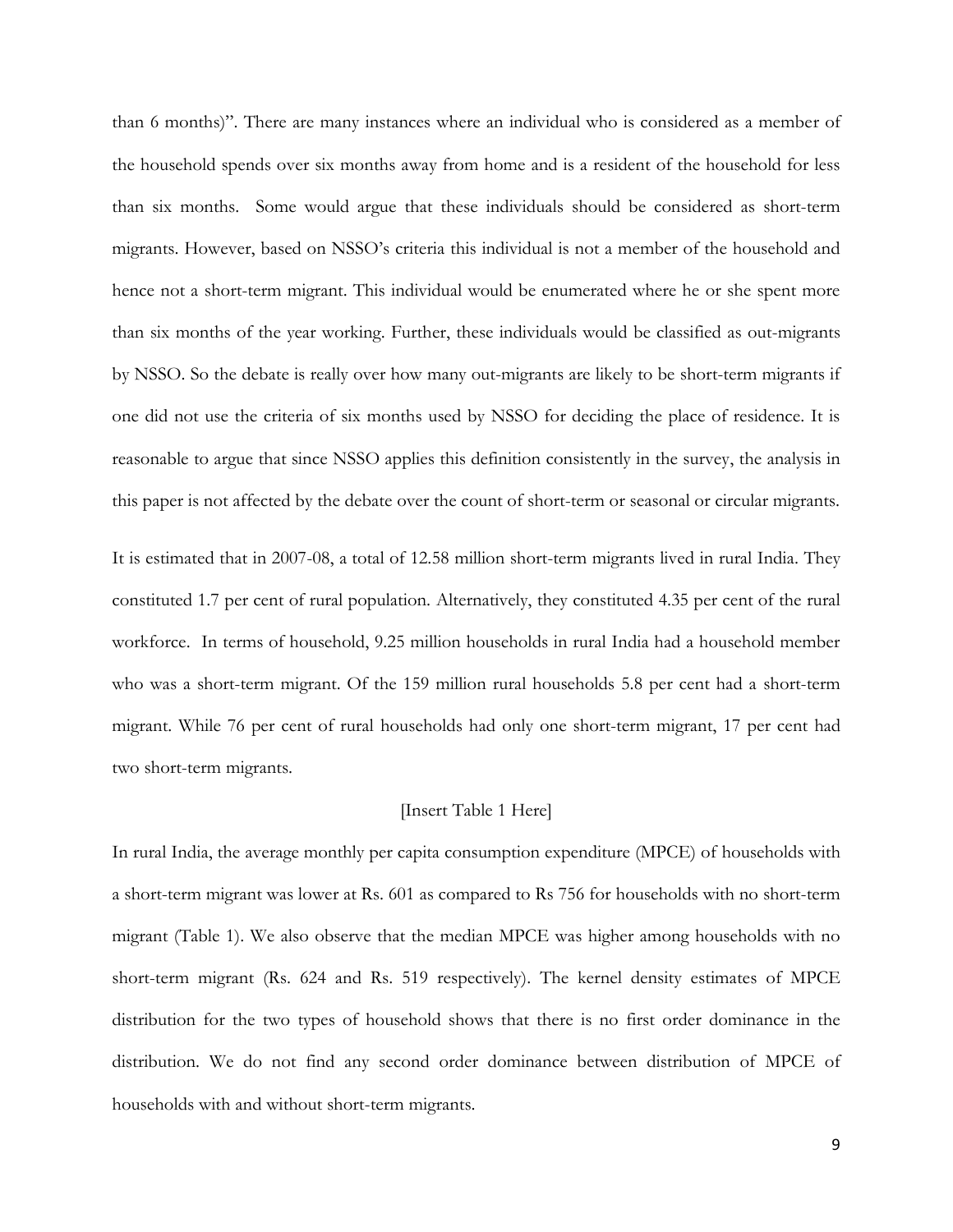than 6 months)". There are many instances where an individual who is considered as a member of the household spends over six months away from home and is a resident of the household for less than six months. Some would argue that these individuals should be considered as short-term migrants. However, based on NSSO's criteria this individual is not a member of the household and hence not a short-term migrant. This individual would be enumerated where he or she spent more than six months of the year working. Further, these individuals would be classified as out-migrants by NSSO. So the debate is really over how many out-migrants are likely to be short-term migrants if one did not use the criteria of six months used by NSSO for deciding the place of residence. It is reasonable to argue that since NSSO applies this definition consistently in the survey, the analysis in this paper is not affected by the debate over the count of short-term or seasonal or circular migrants.

It is estimated that in 2007-08, a total of 12.58 million short-term migrants lived in rural India. They constituted 1.7 per cent of rural population. Alternatively, they constituted 4.35 per cent of the rural workforce. In terms of household, 9.25 million households in rural India had a household member who was a short-term migrant. Of the 159 million rural households 5.8 per cent had a short-term migrant. While 76 per cent of rural households had only one short-term migrant, 17 per cent had two short-term migrants.

[Insert Table 1 Here]

In rural India, the average monthly per capita consumption expenditure (MPCE) of households with a short-term migrant was lower at Rs. 601 as compared to Rs 756 for households with no short-term migrant (Table 1). We also observe that the median MPCE was higher among households with no short-term migrant (Rs. 624 and Rs. 519 respectively). The kernel density estimates of MPCE distribution for the two types of household shows that there is no first order dominance in the distribution. We do not find any second order dominance between distribution of MPCE of households with and without short-term migrants.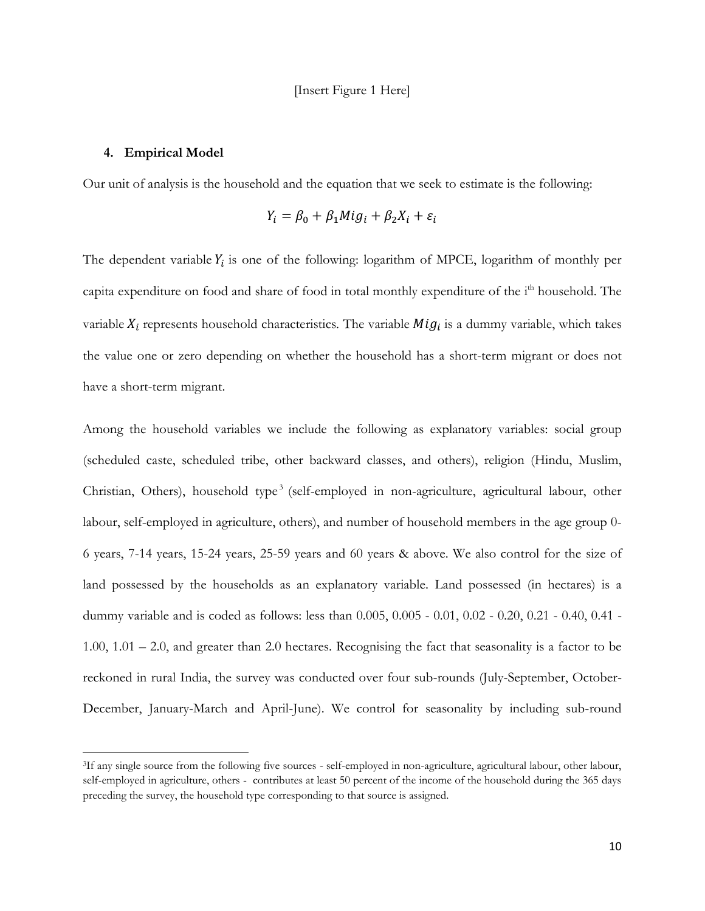[Insert Figure 1 Here]

## 4. Empirical Model

Our unit of analysis is the household and the equation that we seek to estimate is the following:

$$Y_i = \beta_0 + \beta_1 Mig_i + \beta_2 X_i + \varepsilon_i$$

The dependent variable $Y_i$ is one of the following: logarithm of MPCE, logarithm of monthly per capita expenditure on food and share of food in total monthly expenditure of the i$^{th}$ household. The variable $X_i$ represents household characteristics. The variable $Mig_i$ is a dummy variable, which takes the value one or zero depending on whether the household has a short-term migrant or does not have a short-term migrant.

Among the household variables we include the following as explanatory variables: social group (scheduled caste, scheduled tribe, other backward classes, and others), religion (Hindu, Muslim, Christian, Others), household type[3] (self-employed in non-agriculture, agricultural labour, other labour, self-employed in agriculture, others), and number of household members in the age group 0-6 years, 7-14 years, 15-24 years, 25-59 years and 60 years & above. We also control for the size of land possessed by the households as an explanatory variable. Land possessed (in hectares) is a dummy variable and is coded as follows: less than 0.005, 0.005 - 0.01, 0.02 - 0.20, 0.21 - 0.40, 0.41 - 1.00, 1.01 – 2.0, and greater than 2.0 hectares. Recognising the fact that seasonality is a factor to be reckoned in rural India, the survey was conducted over four sub-rounds (July-September, October-December, January-March and April-June). We control for seasonality by including sub-round

[3]If any single source from the following five sources - self-employed in non-agriculture, agricultural labour, other labour, self-employed in agriculture, others - contributes at least 50 percent of the income of the household during the 365 days preceding the survey, the household type corresponding to that source is assigned.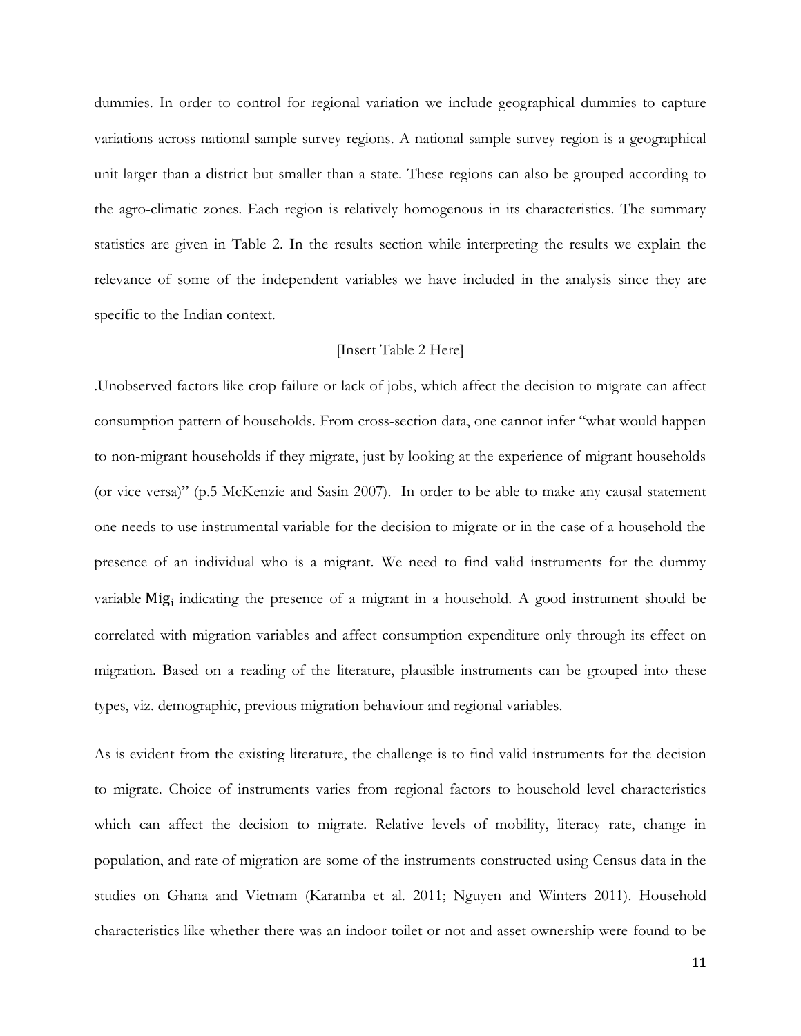dummies. In order to control for regional variation we include geographical dummies to capture variations across national sample survey regions. A national sample survey region is a geographical unit larger than a district but smaller than a state. These regions can also be grouped according to the agro-climatic zones. Each region is relatively homogenous in its characteristics. The summary statistics are given in Table 2. In the results section while interpreting the results we explain the relevance of some of the independent variables we have included in the analysis since they are specific to the Indian context.

[Insert Table 2 Here]

.Unobserved factors like crop failure or lack of jobs, which affect the decision to migrate can affect consumption pattern of households. From cross-section data, one cannot infer "what would happen to non-migrant households if they migrate, just by looking at the experience of migrant households (or vice versa)" (p.5 McKenzie and Sasin 2007). In order to be able to make any causal statement one needs to use instrumental variable for the decision to migrate or in the case of a household the presence of an individual who is a migrant. We need to find valid instruments for the dummy variable $\mathrm{Mig}_i$ indicating the presence of a migrant in a household. A good instrument should be correlated with migration variables and affect consumption expenditure only through its effect on migration. Based on a reading of the literature, plausible instruments can be grouped into these types, viz. demographic, previous migration behaviour and regional variables.

As is evident from the existing literature, the challenge is to find valid instruments for the decision to migrate. Choice of instruments varies from regional factors to household level characteristics which can affect the decision to migrate. Relative levels of mobility, literacy rate, change in population, and rate of migration are some of the instruments constructed using Census data in the studies on Ghana and Vietnam (Karamba et al. 2011; Nguyen and Winters 2011). Household characteristics like whether there was an indoor toilet or not and asset ownership were found to be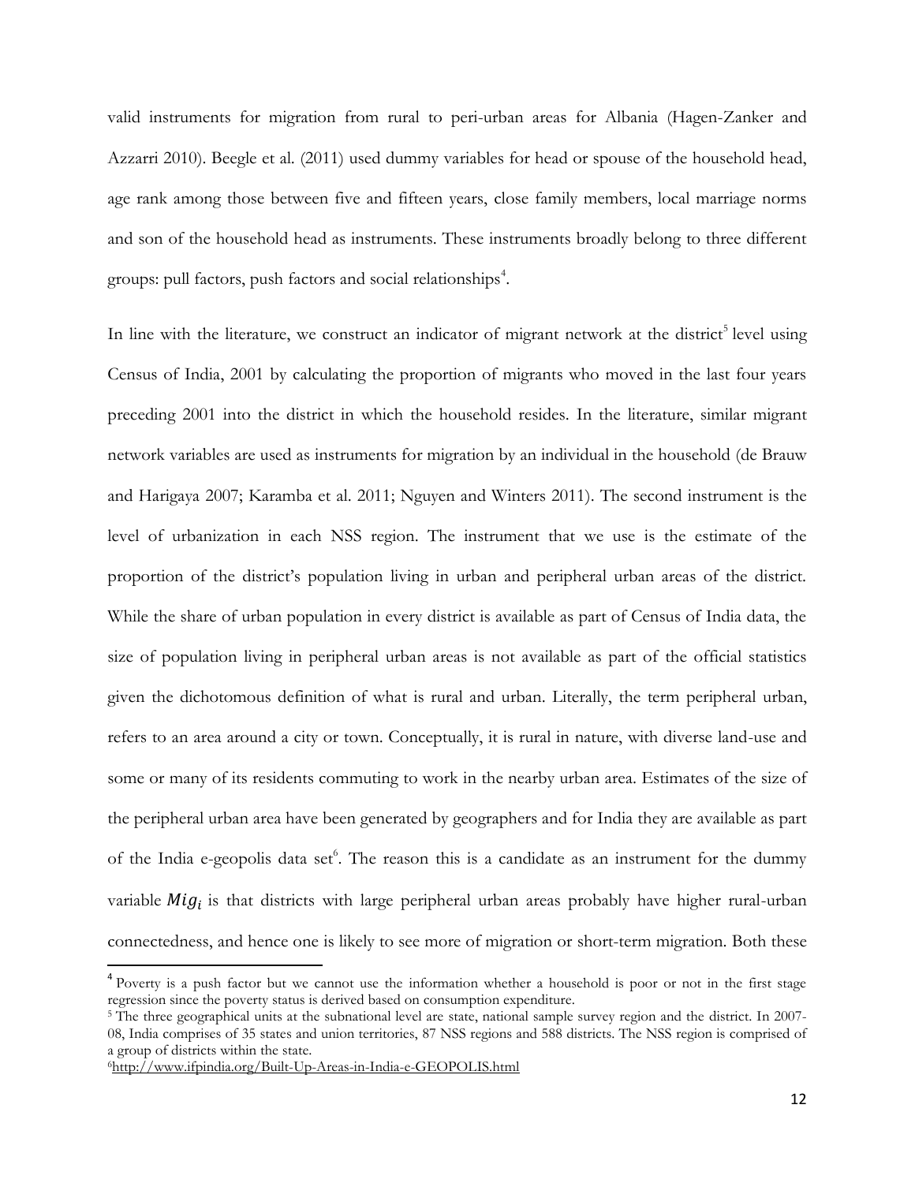valid instruments for migration from rural to peri-urban areas for Albania (Hagen-Zanker and Azzarri 2010). Beegle et al. (2011) used dummy variables for head or spouse of the household head, age rank among those between five and fifteen years, close family members, local marriage norms and son of the household head as instruments. These instruments broadly belong to three different groups: pull factors, push factors and social relationships[4].

In line with the literature, we construct an indicator of migrant network at the district[5] level using Census of India, 2001 by calculating the proportion of migrants who moved in the last four years preceding 2001 into the district in which the household resides. In the literature, similar migrant network variables are used as instruments for migration by an individual in the household (de Brauw and Harigaya 2007; Karamba et al. 2011; Nguyen and Winters 2011). The second instrument is the level of urbanization in each NSS region. The instrument that we use is the estimate of the proportion of the district's population living in urban and peripheral urban areas of the district. While the share of urban population in every district is available as part of Census of India data, the size of population living in peripheral urban areas is not available as part of the official statistics given the dichotomous definition of what is rural and urban. Literally, the term peripheral urban, refers to an area around a city or town. Conceptually, it is rural in nature, with diverse land-use and some or many of its residents commuting to work in the nearby urban area. Estimates of the size of the peripheral urban area have been generated by geographers and for India they are available as part of the India e-geopolis data set[6]. The reason this is a candidate as an instrument for the dummy variable $Mig_i$ is that districts with large peripheral urban areas probably have higher rural-urban connectedness, and hence one is likely to see more of migration or short-term migration. Both these

[4] Poverty is a push factor but we cannot use the information whether a household is poor or not in the first stage regression since the poverty status is derived based on consumption expenditure.

[5] The three geographical units at the subnational level are state, national sample survey region and the district. In 2007-08, India comprises of 35 states and union territories, 87 NSS regions and 588 districts. The NSS region is comprised of a group of districts within the state.

[6] http://www.ifpindia.org/Built-Up-Areas-in-India-e-GEOPOLIS.html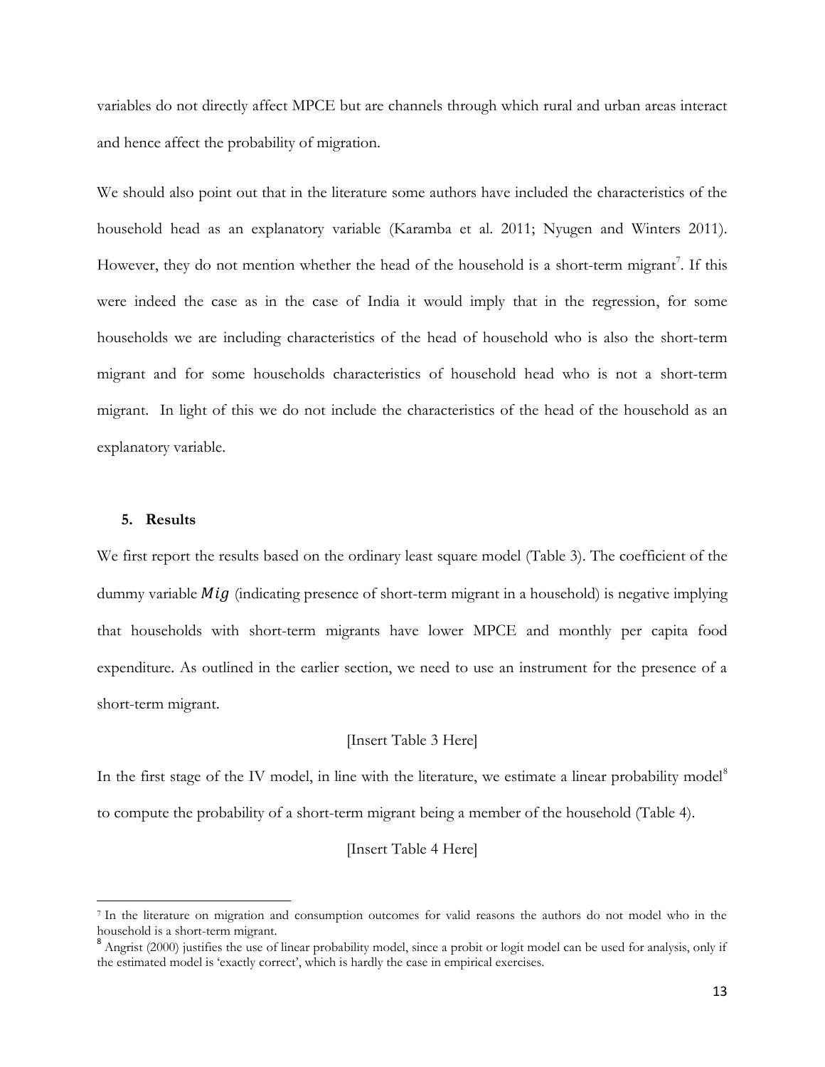variables do not directly affect MPCE but are channels through which rural and urban areas interact and hence affect the probability of migration.

We should also point out that in the literature some authors have included the characteristics of the household head as an explanatory variable (Karamba et al. 2011; Nyugen and Winters 2011). However, they do not mention whether the head of the household is a short-term migrant[7]. If this were indeed the case as in the case of India it would imply that in the regression, for some households we are including characteristics of the head of household who is also the short-term migrant and for some households characteristics of household head who is not a short-term migrant. In light of this we do not include the characteristics of the head of the household as an explanatory variable.

## 5. Results

We first report the results based on the ordinary least square model (Table 3). The coefficient of the dummy variable $Mig$ (indicating presence of short-term migrant in a household) is negative implying that households with short-term migrants have lower MPCE and monthly per capita food expenditure. As outlined in the earlier section, we need to use an instrument for the presence of a short-term migrant.

[Insert Table 3 Here]

In the first stage of the IV model, in line with the literature, we estimate a linear probability model[8] to compute the probability of a short-term migrant being a member of the household (Table 4).

[Insert Table 4 Here]

---

[7] In the literature on migration and consumption outcomes for valid reasons the authors do not model who in the household is a short-term migrant.

[8] Angrist (2000) justifies the use of linear probability model, since a probit or logit model can be used for analysis, only if the estimated model is 'exactly correct', which is hardly the case in empirical exercises.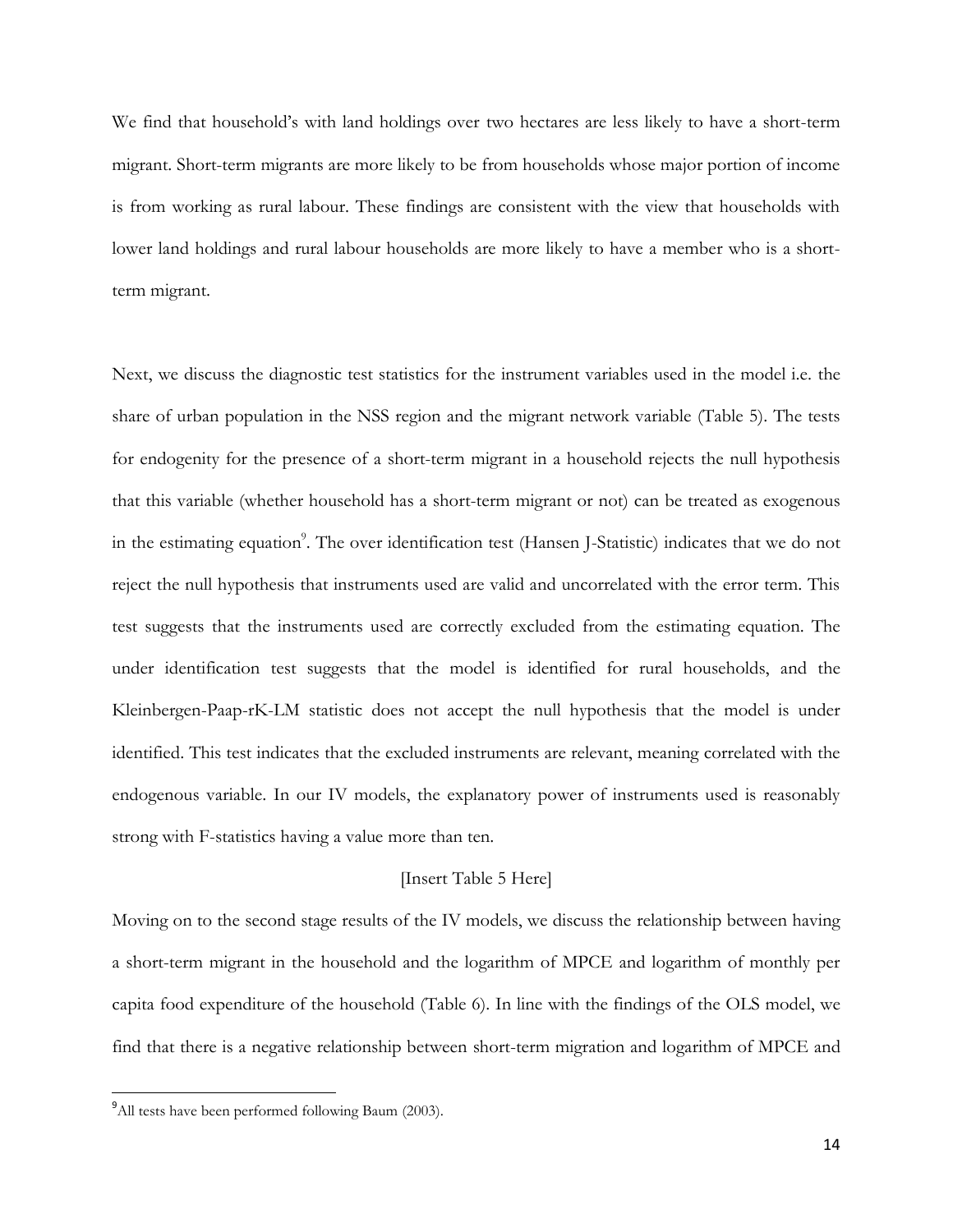We find that household's with land holdings over two hectares are less likely to have a short-term migrant. Short-term migrants are more likely to be from households whose major portion of income is from working as rural labour. These findings are consistent with the view that households with lower land holdings and rural labour households are more likely to have a member who is a short-term migrant.

Next, we discuss the diagnostic test statistics for the instrument variables used in the model i.e. the share of urban population in the NSS region and the migrant network variable (Table 5). The tests for endogenity for the presence of a short-term migrant in a household rejects the null hypothesis that this variable (whether household has a short-term migrant or not) can be treated as exogenous in the estimating equation[9]. The over identification test (Hansen J-Statistic) indicates that we do not reject the null hypothesis that instruments used are valid and uncorrelated with the error term. This test suggests that the instruments used are correctly excluded from the estimating equation. The under identification test suggests that the model is identified for rural households, and the Kleinbergen-Paap-rK-LM statistic does not accept the null hypothesis that the model is under identified. This test indicates that the excluded instruments are relevant, meaning correlated with the endogenous variable. In our IV models, the explanatory power of instruments used is reasonably strong with F-statistics having a value more than ten.

[Insert Table 5 Here]

Moving on to the second stage results of the IV models, we discuss the relationship between having a short-term migrant in the household and the logarithm of MPCE and logarithm of monthly per capita food expenditure of the household (Table 6). In line with the findings of the OLS model, we find that there is a negative relationship between short-term migration and logarithm of MPCE and

[9]All tests have been performed following Baum (2003).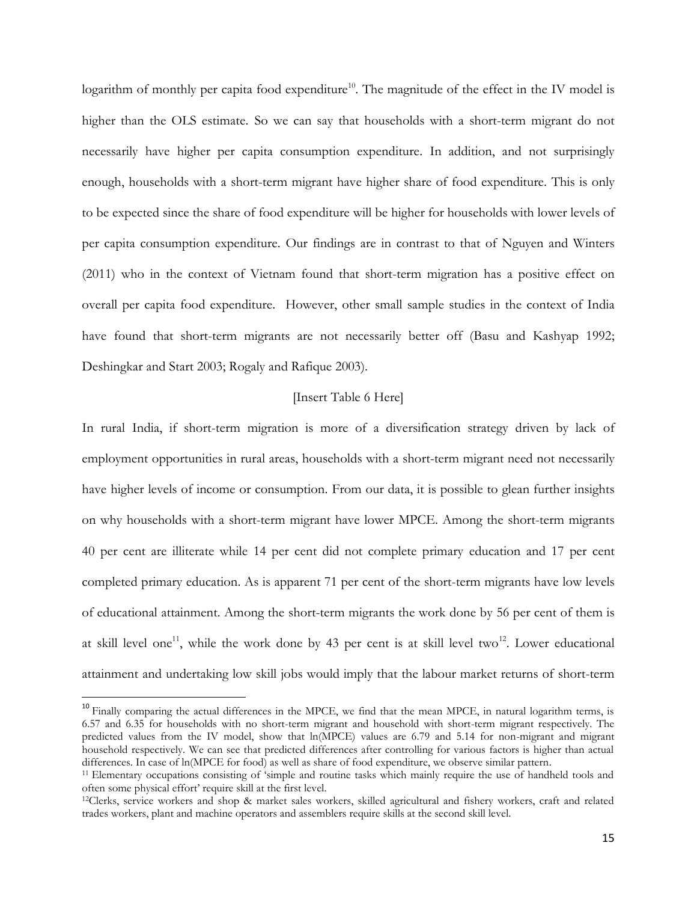logarithm of monthly per capita food expenditure[10]. The magnitude of the effect in the IV model is higher than the OLS estimate. So we can say that households with a short-term migrant do not necessarily have higher per capita consumption expenditure. In addition, and not surprisingly enough, households with a short-term migrant have higher share of food expenditure. This is only to be expected since the share of food expenditure will be higher for households with lower levels of per capita consumption expenditure. Our findings are in contrast to that of Nguyen and Winters (2011) who in the context of Vietnam found that short-term migration has a positive effect on overall per capita food expenditure. However, other small sample studies in the context of India have found that short-term migrants are not necessarily better off (Basu and Kashyap 1992; Deshingkar and Start 2003; Rogaly and Rafique 2003).

[Insert Table 6 Here]

In rural India, if short-term migration is more of a diversification strategy driven by lack of employment opportunities in rural areas, households with a short-term migrant need not necessarily have higher levels of income or consumption. From our data, it is possible to glean further insights on why households with a short-term migrant have lower MPCE. Among the short-term migrants 40 per cent are illiterate while 14 per cent did not complete primary education and 17 per cent completed primary education. As is apparent 71 per cent of the short-term migrants have low levels of educational attainment. Among the short-term migrants the work done by 56 per cent of them is at skill level one[11], while the work done by 43 per cent is at skill level two[12]. Lower educational attainment and undertaking low skill jobs would imply that the labour market returns of short-term

---

[10] Finally comparing the actual differences in the MPCE, we find that the mean MPCE, in natural logarithm terms, is 6.57 and 6.35 for households with no short-term migrant and household with short-term migrant respectively. The predicted values from the IV model, show that ln(MPCE) values are 6.79 and 5.14 for non-migrant and migrant household respectively. We can see that predicted differences after controlling for various factors is higher than actual differences. In case of ln(MPCE for food) as well as share of food expenditure, we observe similar pattern.

[11] Elementary occupations consisting of 'simple and routine tasks which mainly require the use of handheld tools and often some physical effort' require skill at the first level.

[12] Clerks, service workers and shop & market sales workers, skilled agricultural and fishery workers, craft and related trades workers, plant and machine operators and assemblers require skills at the second skill level.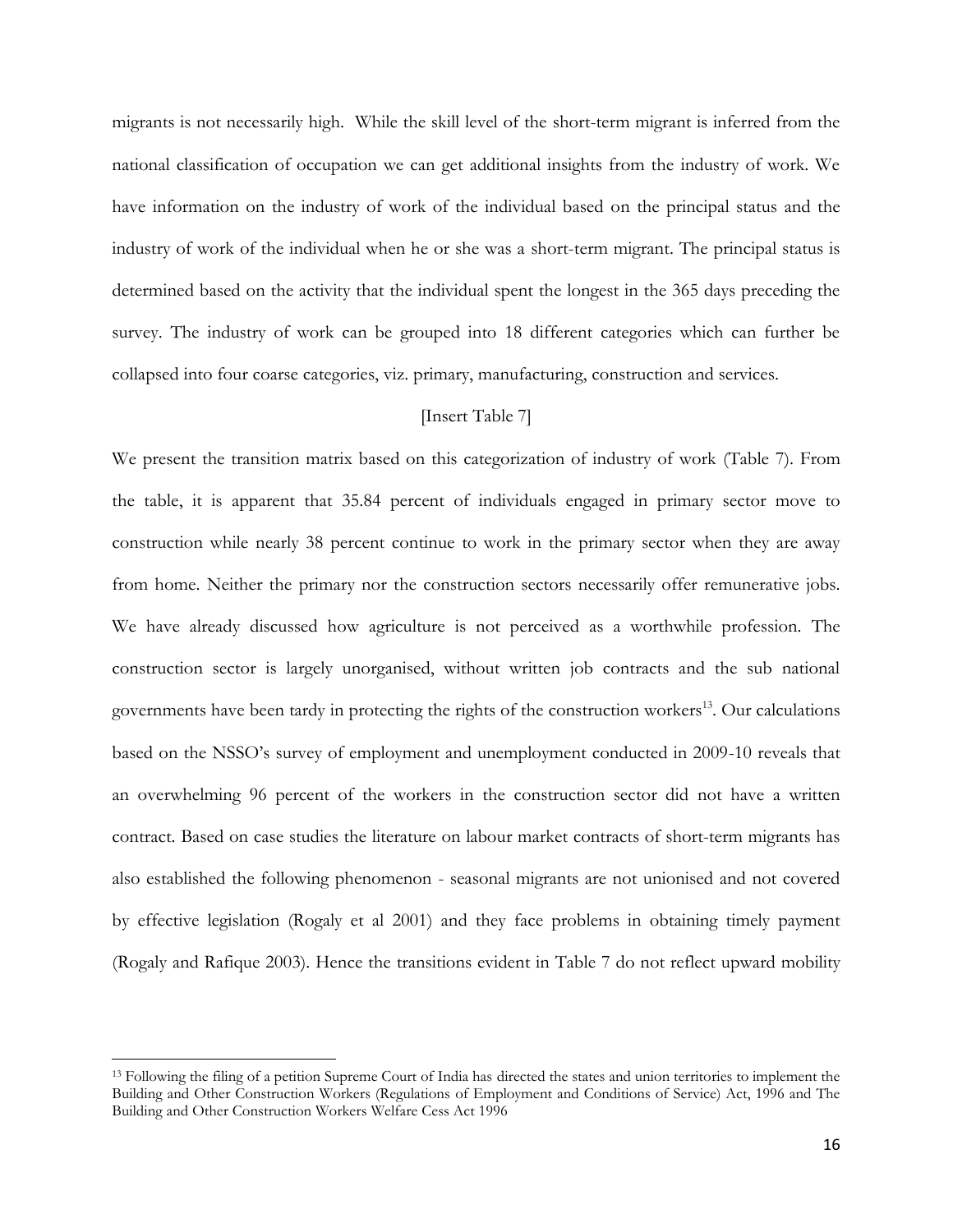migrants is not necessarily high. While the skill level of the short-term migrant is inferred from the national classification of occupation we can get additional insights from the industry of work. We have information on the industry of work of the individual based on the principal status and the industry of work of the individual when he or she was a short-term migrant. The principal status is determined based on the activity that the individual spent the longest in the 365 days preceding the survey. The industry of work can be grouped into 18 different categories which can further be collapsed into four coarse categories, viz. primary, manufacturing, construction and services.

[Insert Table 7]

We present the transition matrix based on this categorization of industry of work (Table 7). From the table, it is apparent that 35.84 percent of individuals engaged in primary sector move to construction while nearly 38 percent continue to work in the primary sector when they are away from home. Neither the primary nor the construction sectors necessarily offer remunerative jobs. We have already discussed how agriculture is not perceived as a worthwhile profession. The construction sector is largely unorganised, without written job contracts and the sub national governments have been tardy in protecting the rights of the construction workers[13]. Our calculations based on the NSSO's survey of employment and unemployment conducted in 2009-10 reveals that an overwhelming 96 percent of the workers in the construction sector did not have a written contract. Based on case studies the literature on labour market contracts of short-term migrants has also established the following phenomenon - seasonal migrants are not unionised and not covered by effective legislation (Rogaly et al 2001) and they face problems in obtaining timely payment (Rogaly and Rafique 2003). Hence the transitions evident in Table 7 do not reflect upward mobility

[13] Following the filing of a petition Supreme Court of India has directed the states and union territories to implement the Building and Other Construction Workers (Regulations of Employment and Conditions of Service) Act, 1996 and The Building and Other Construction Workers Welfare Cess Act 1996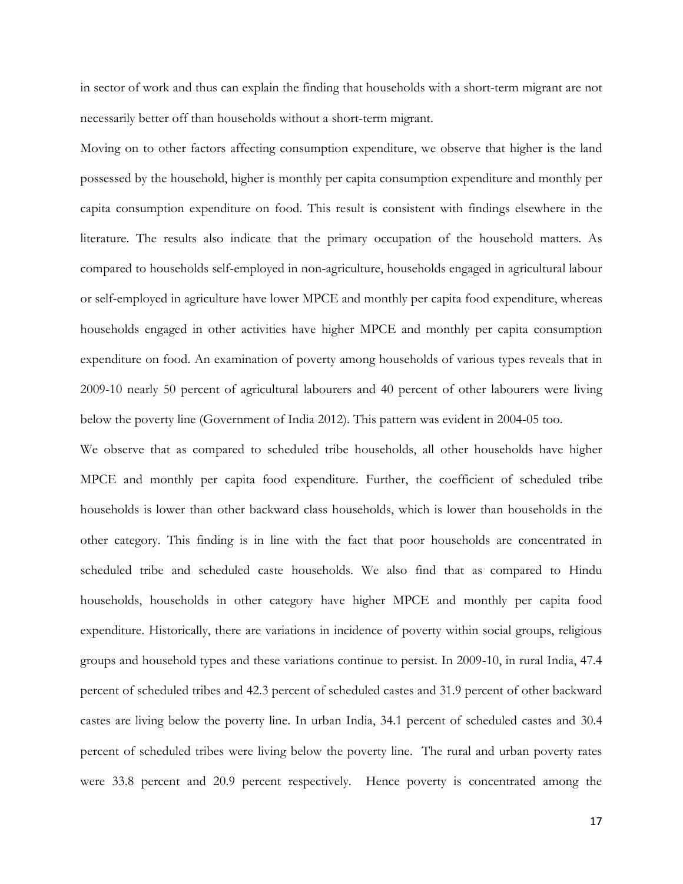in sector of work and thus can explain the finding that households with a short-term migrant are not necessarily better off than households without a short-term migrant.

Moving on to other factors affecting consumption expenditure, we observe that higher is the land possessed by the household, higher is monthly per capita consumption expenditure and monthly per capita consumption expenditure on food. This result is consistent with findings elsewhere in the literature. The results also indicate that the primary occupation of the household matters. As compared to households self-employed in non-agriculture, households engaged in agricultural labour or self-employed in agriculture have lower MPCE and monthly per capita food expenditure, whereas households engaged in other activities have higher MPCE and monthly per capita consumption expenditure on food. An examination of poverty among households of various types reveals that in 2009-10 nearly 50 percent of agricultural labourers and 40 percent of other labourers were living below the poverty line (Government of India 2012). This pattern was evident in 2004-05 too.

We observe that as compared to scheduled tribe households, all other households have higher MPCE and monthly per capita food expenditure. Further, the coefficient of scheduled tribe households is lower than other backward class households, which is lower than households in the other category. This finding is in line with the fact that poor households are concentrated in scheduled tribe and scheduled caste households. We also find that as compared to Hindu households, households in other category have higher MPCE and monthly per capita food expenditure. Historically, there are variations in incidence of poverty within social groups, religious groups and household types and these variations continue to persist. In 2009-10, in rural India, 47.4 percent of scheduled tribes and 42.3 percent of scheduled castes and 31.9 percent of other backward castes are living below the poverty line. In urban India, 34.1 percent of scheduled castes and 30.4 percent of scheduled tribes were living below the poverty line. The rural and urban poverty rates were 33.8 percent and 20.9 percent respectively. Hence poverty is concentrated among the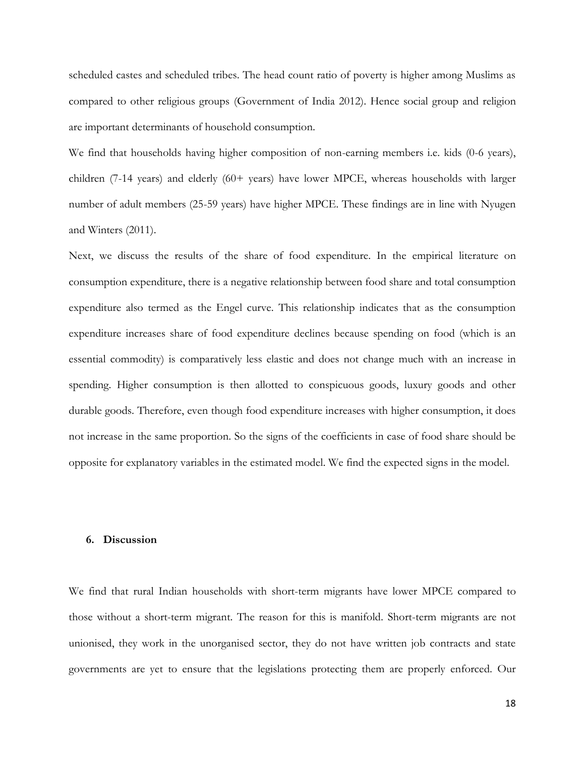scheduled castes and scheduled tribes. The head count ratio of poverty is higher among Muslims as compared to other religious groups (Government of India 2012). Hence social group and religion are important determinants of household consumption.

We find that households having higher composition of non-earning members i.e. kids (0-6 years), children (7-14 years) and elderly (60+ years) have lower MPCE, whereas households with larger number of adult members (25-59 years) have higher MPCE. These findings are in line with Nyugen and Winters (2011).

Next, we discuss the results of the share of food expenditure. In the empirical literature on consumption expenditure, there is a negative relationship between food share and total consumption expenditure also termed as the Engel curve. This relationship indicates that as the consumption expenditure increases share of food expenditure declines because spending on food (which is an essential commodity) is comparatively less elastic and does not change much with an increase in spending. Higher consumption is then allotted to conspicuous goods, luxury goods and other durable goods. Therefore, even though food expenditure increases with higher consumption, it does not increase in the same proportion. So the signs of the coefficients in case of food share should be opposite for explanatory variables in the estimated model. We find the expected signs in the model.

## 6. Discussion

We find that rural Indian households with short-term migrants have lower MPCE compared to those without a short-term migrant. The reason for this is manifold. Short-term migrants are not unionised, they work in the unorganised sector, they do not have written job contracts and state governments are yet to ensure that the legislations protecting them are properly enforced. Our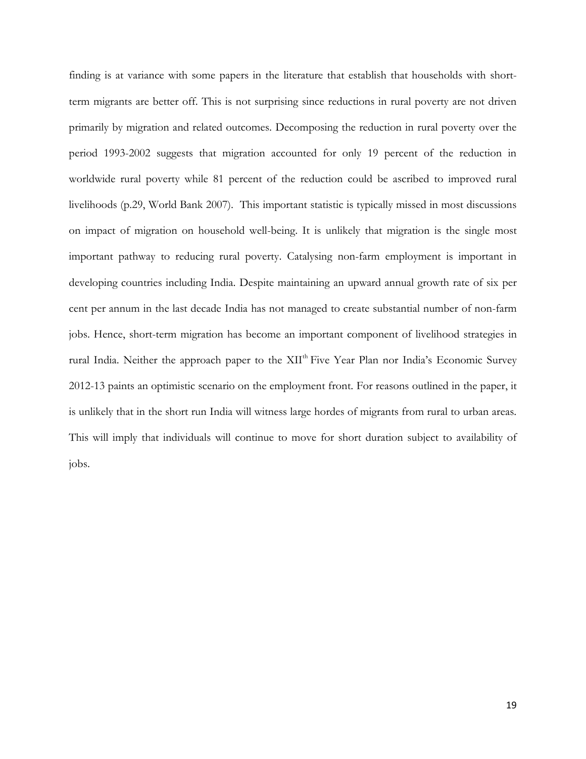finding is at variance with some papers in the literature that establish that households with short-term migrants are better off. This is not surprising since reductions in rural poverty are not driven primarily by migration and related outcomes. Decomposing the reduction in rural poverty over the period 1993-2002 suggests that migration accounted for only 19 percent of the reduction in worldwide rural poverty while 81 percent of the reduction could be ascribed to improved rural livelihoods (p.29, World Bank 2007). This important statistic is typically missed in most discussions on impact of migration on household well-being. It is unlikely that migration is the single most important pathway to reducing rural poverty. Catalysing non-farm employment is important in developing countries including India. Despite maintaining an upward annual growth rate of six per cent per annum in the last decade India has not managed to create substantial number of non-farm jobs. Hence, short-term migration has become an important component of livelihood strategies in rural India. Neither the approach paper to the XII$^{th}$ Five Year Plan nor India's Economic Survey 2012-13 paints an optimistic scenario on the employment front. For reasons outlined in the paper, it is unlikely that in the short run India will witness large hordes of migrants from rural to urban areas. This will imply that individuals will continue to move for short duration subject to availability of jobs.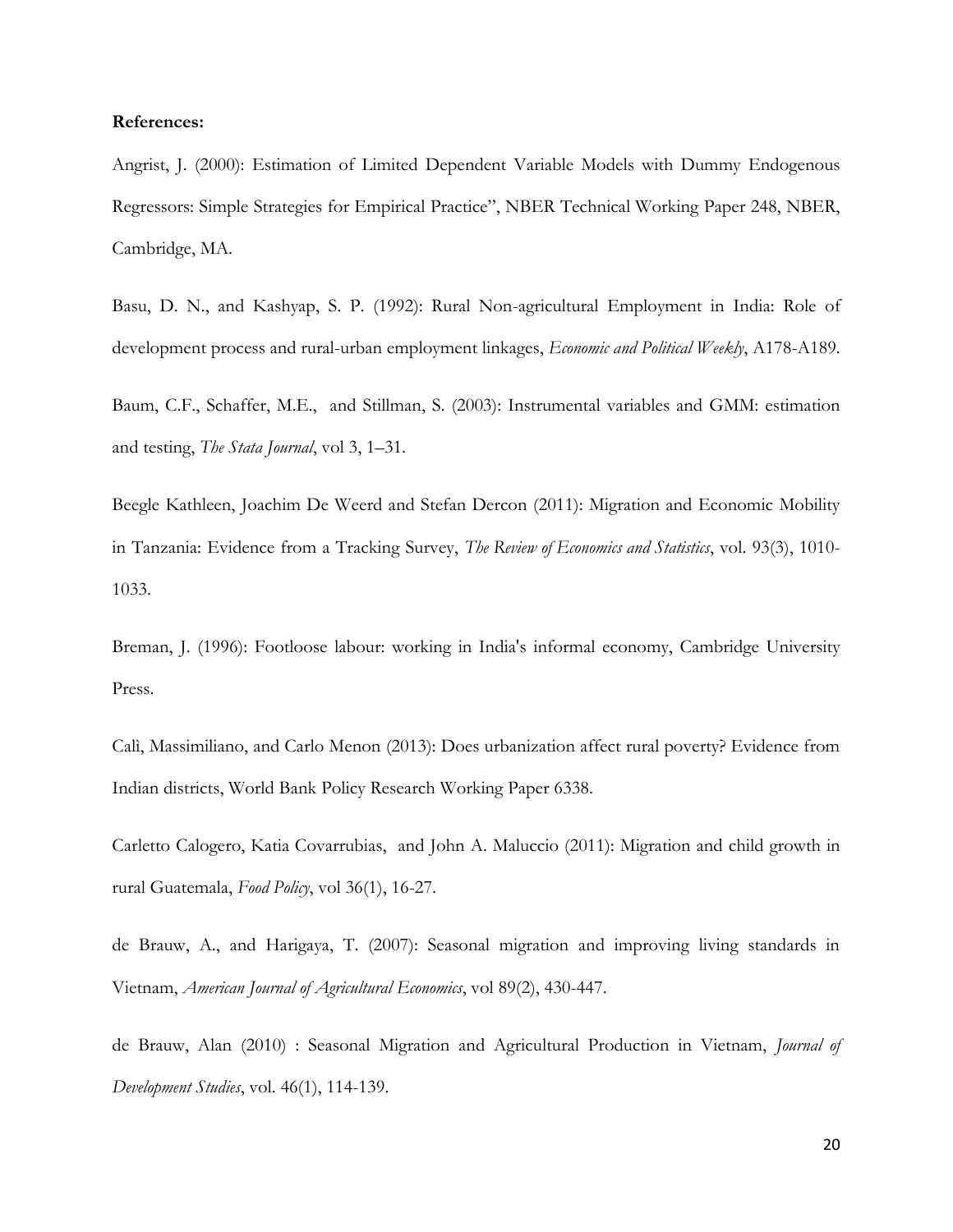**References:**

Angrist, J. (2000): Estimation of Limited Dependent Variable Models with Dummy Endogenous Regressors: Simple Strategies for Empirical Practice", NBER Technical Working Paper 248, NBER, Cambridge, MA.

Basu, D. N., and Kashyap, S. P. (1992): Rural Non-agricultural Employment in India: Role of development process and rural-urban employment linkages, *Economic and Political Weekly*, A178-A189.

Baum, C.F., Schaffer, M.E., and Stillman, S. (2003): Instrumental variables and GMM: estimation and testing, *The Stata Journal*, vol 3, 1–31.

Beegle Kathleen, Joachim De Weerd and Stefan Dercon (2011): Migration and Economic Mobility in Tanzania: Evidence from a Tracking Survey, *The Review of Economics and Statistics*, vol. 93(3), 1010-1033.

Breman, J. (1996): Footloose labour: working in India's informal economy, Cambridge University Press.

Calì, Massimiliano, and Carlo Menon (2013): Does urbanization affect rural poverty? Evidence from Indian districts, World Bank Policy Research Working Paper 6338.

Carletto Calogero, Katia Covarrubias, and John A. Maluccio (2011): Migration and child growth in rural Guatemala, *Food Policy*, vol 36(1), 16-27.

de Brauw, A., and Harigaya, T. (2007): Seasonal migration and improving living standards in Vietnam, *American Journal of Agricultural Economics*, vol 89(2), 430-447.

de Brauw, Alan (2010) : Seasonal Migration and Agricultural Production in Vietnam, *Journal of Development Studies*, vol. 46(1), 114-139.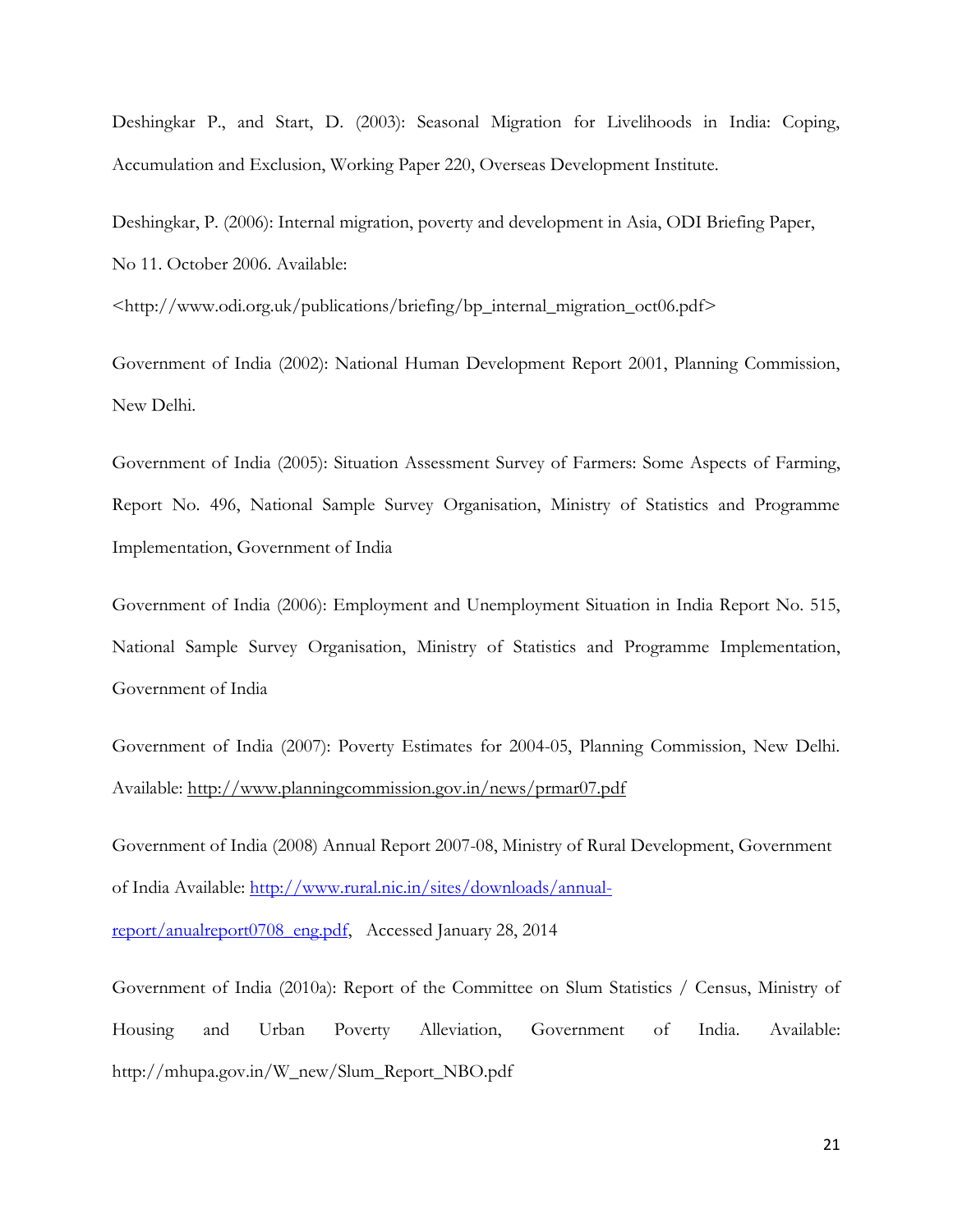Deshingkar P., and Start, D. (2003): Seasonal Migration for Livelihoods in India: Coping, Accumulation and Exclusion, Working Paper 220, Overseas Development Institute.

Deshingkar, P. (2006): Internal migration, poverty and development in Asia, ODI Briefing Paper, No 11. October 2006. Available: <http://www.odi.org.uk/publications/briefing/bp_internal_migration_oct06.pdf>

Government of India (2002): National Human Development Report 2001, Planning Commission, New Delhi.

Government of India (2005): Situation Assessment Survey of Farmers: Some Aspects of Farming, Report No. 496, National Sample Survey Organisation, Ministry of Statistics and Programme Implementation, Government of India

Government of India (2006): Employment and Unemployment Situation in India Report No. 515, National Sample Survey Organisation, Ministry of Statistics and Programme Implementation, Government of India

Government of India (2007): Poverty Estimates for 2004-05, Planning Commission, New Delhi. Available: http://www.planningcommission.gov.in/news/prmar07.pdf

Government of India (2008) Annual Report 2007-08, Ministry of Rural Development, Government of India Available: http://www.rural.nic.in/sites/downloads/annual-report/anualreport0708_eng.pdf, Accessed January 28, 2014

Government of India (2010a): Report of the Committee on Slum Statistics / Census, Ministry of Housing and Urban Poverty Alleviation, Government of India. Available: http://mhupa.gov.in/W_new/Slum_Report_NBO.pdf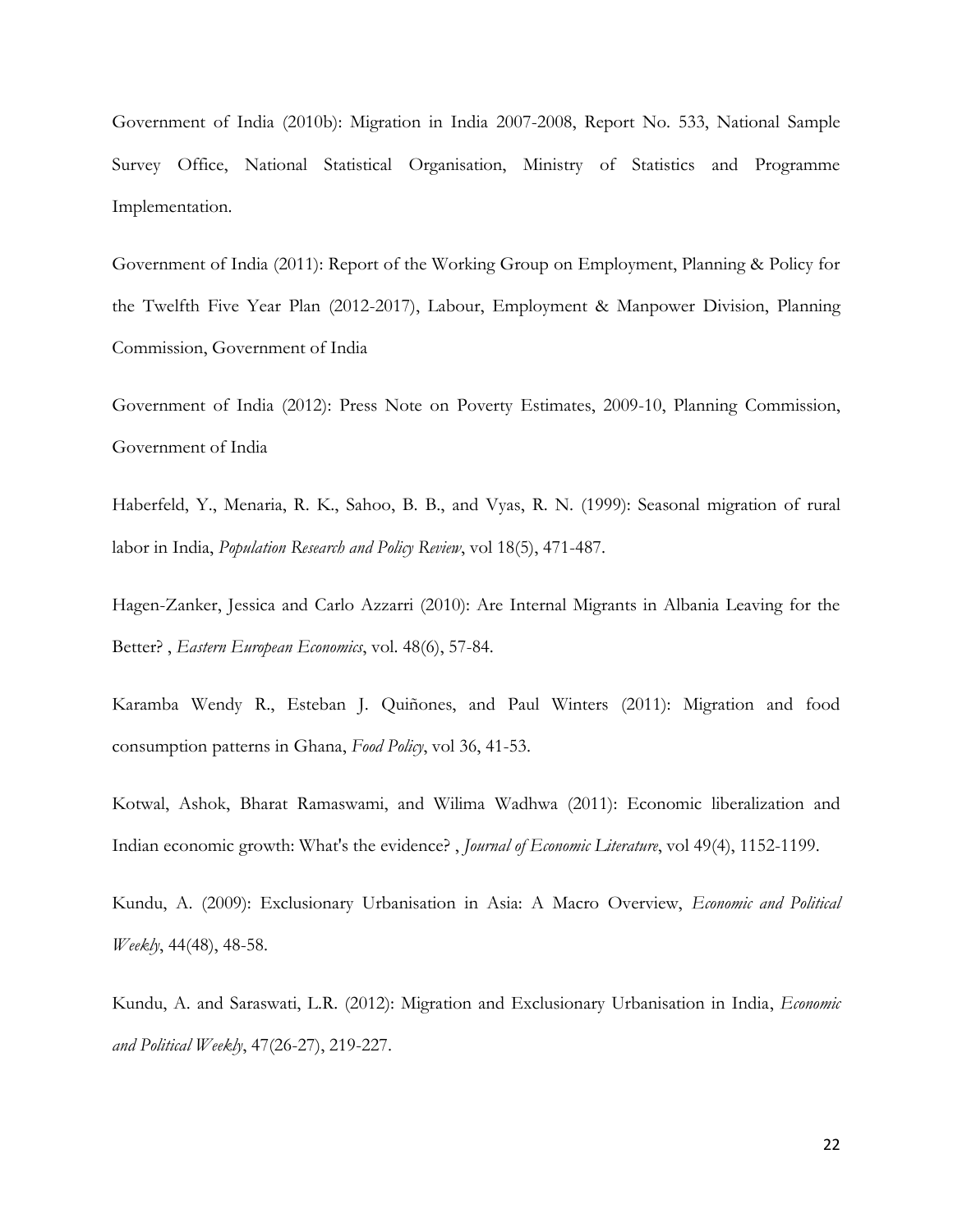Government of India (2010b): Migration in India 2007-2008, Report No. 533, National Sample Survey Office, National Statistical Organisation, Ministry of Statistics and Programme Implementation.

Government of India (2011): Report of the Working Group on Employment, Planning & Policy for the Twelfth Five Year Plan (2012-2017), Labour, Employment & Manpower Division, Planning Commission, Government of India

Government of India (2012): Press Note on Poverty Estimates, 2009-10, Planning Commission, Government of India

Haberfeld, Y., Menaria, R. K., Sahoo, B. B., and Vyas, R. N. (1999): Seasonal migration of rural labor in India, *Population Research and Policy Review*, vol 18(5), 471-487.

Hagen-Zanker, Jessica and Carlo Azzarri (2010): Are Internal Migrants in Albania Leaving for the Better? , *Eastern European Economics*, vol. 48(6), 57-84.

Karamba Wendy R., Esteban J. Quiñones, and Paul Winters (2011): Migration and food consumption patterns in Ghana, *Food Policy*, vol 36, 41-53.

Kotwal, Ashok, Bharat Ramaswami, and Wilima Wadhwa (2011): Economic liberalization and Indian economic growth: What's the evidence? , *Journal of Economic Literature*, vol 49(4), 1152-1199.

Kundu, A. (2009): Exclusionary Urbanisation in Asia: A Macro Overview, *Economic and Political Weekly*, 44(48), 48-58.

Kundu, A. and Saraswati, L.R. (2012): Migration and Exclusionary Urbanisation in India, *Economic and Political Weekly*, 47(26-27), 219-227.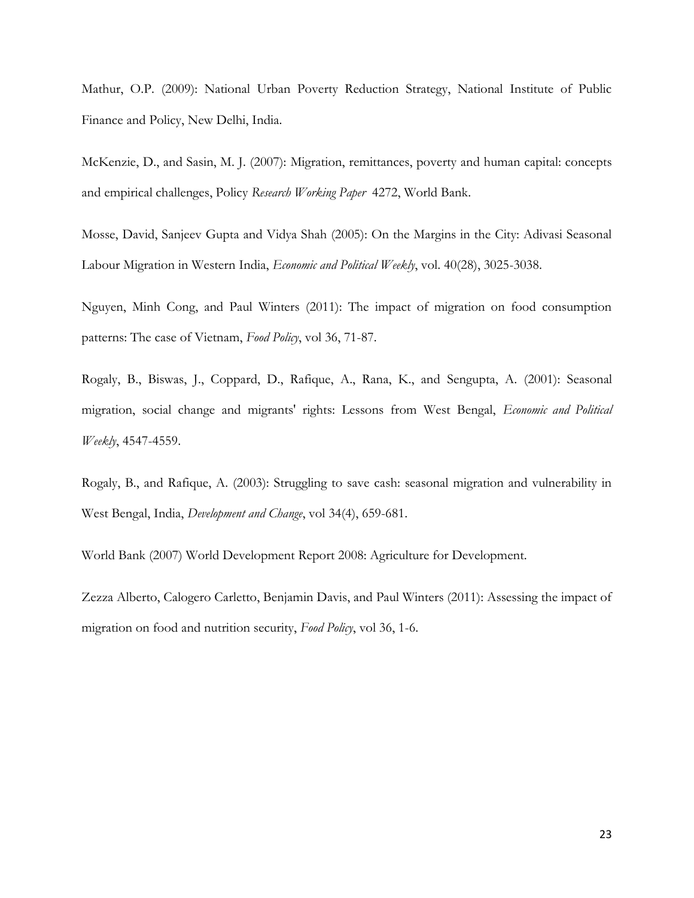Mathur, O.P. (2009): National Urban Poverty Reduction Strategy, National Institute of Public Finance and Policy, New Delhi, India.

McKenzie, D., and Sasin, M. J. (2007): Migration, remittances, poverty and human capital: concepts and empirical challenges, Policy *Research Working Paper* 4272, World Bank.

Mosse, David, Sanjeev Gupta and Vidya Shah (2005): On the Margins in the City: Adivasi Seasonal Labour Migration in Western India, *Economic and Political Weekly*, vol. 40(28), 3025-3038.

Nguyen, Minh Cong, and Paul Winters (2011): The impact of migration on food consumption patterns: The case of Vietnam, *Food Policy*, vol 36, 71-87.

Rogaly, B., Biswas, J., Coppard, D., Rafique, A., Rana, K., and Sengupta, A. (2001): Seasonal migration, social change and migrants' rights: Lessons from West Bengal, *Economic and Political Weekly*, 4547-4559.

Rogaly, B., and Rafique, A. (2003): Struggling to save cash: seasonal migration and vulnerability in West Bengal, India, *Development and Change*, vol 34(4), 659-681.

World Bank (2007) World Development Report 2008: Agriculture for Development.

Zezza Alberto, Calogero Carletto, Benjamin Davis, and Paul Winters (2011): Assessing the impact of migration on food and nutrition security, *Food Policy*, vol 36, 1-6.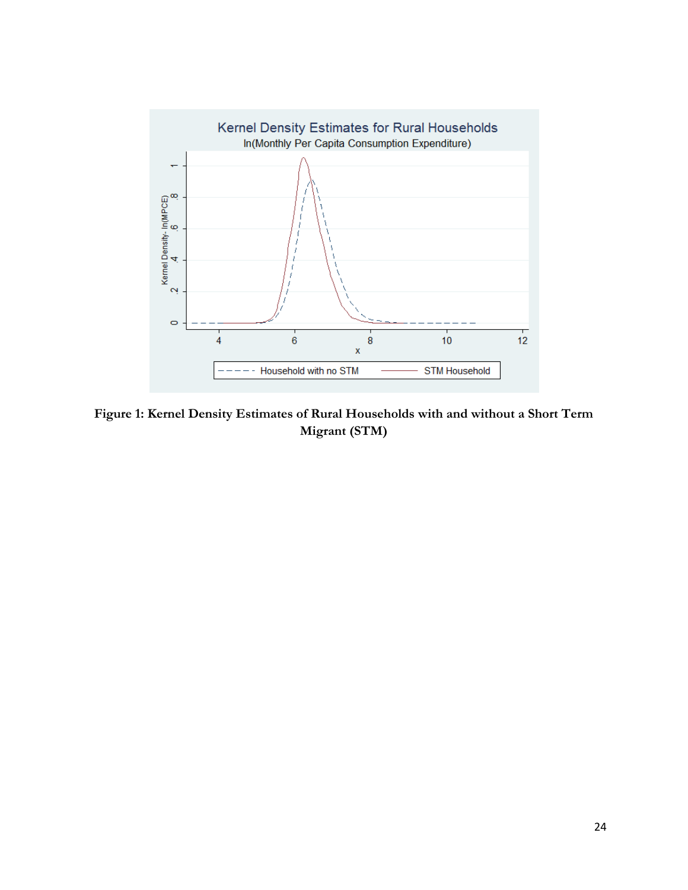**Figure 1: Kernel Density Estimates of Rural Households with and without a Short Term Migrant (STM)**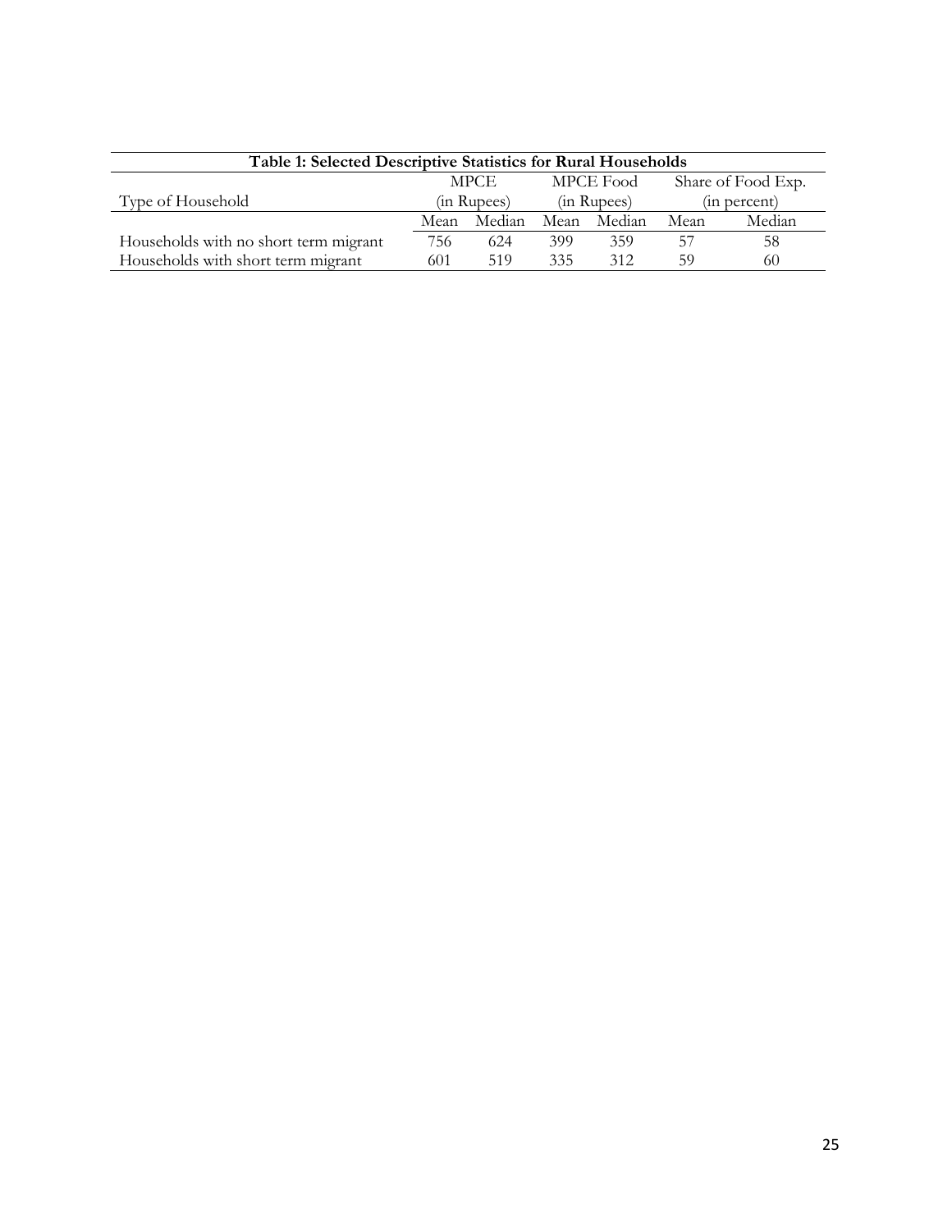**Table 1: Selected Descriptive Statistics for Rural Households**

| Type of Household | MPCE (in Rupees) | | MPCE Food (in Rupees) | | Share of Food Exp. (in percent) | |
|---|---|---|---|---|---|---|
| | Mean | Median | Mean | Median | Mean | Median |
| Households with no short term migrant | 756 | 624 | 399 | 359 | 57 | 58 |
| Households with short term migrant | 601 | 519 | 335 | 312 | 59 | 60 |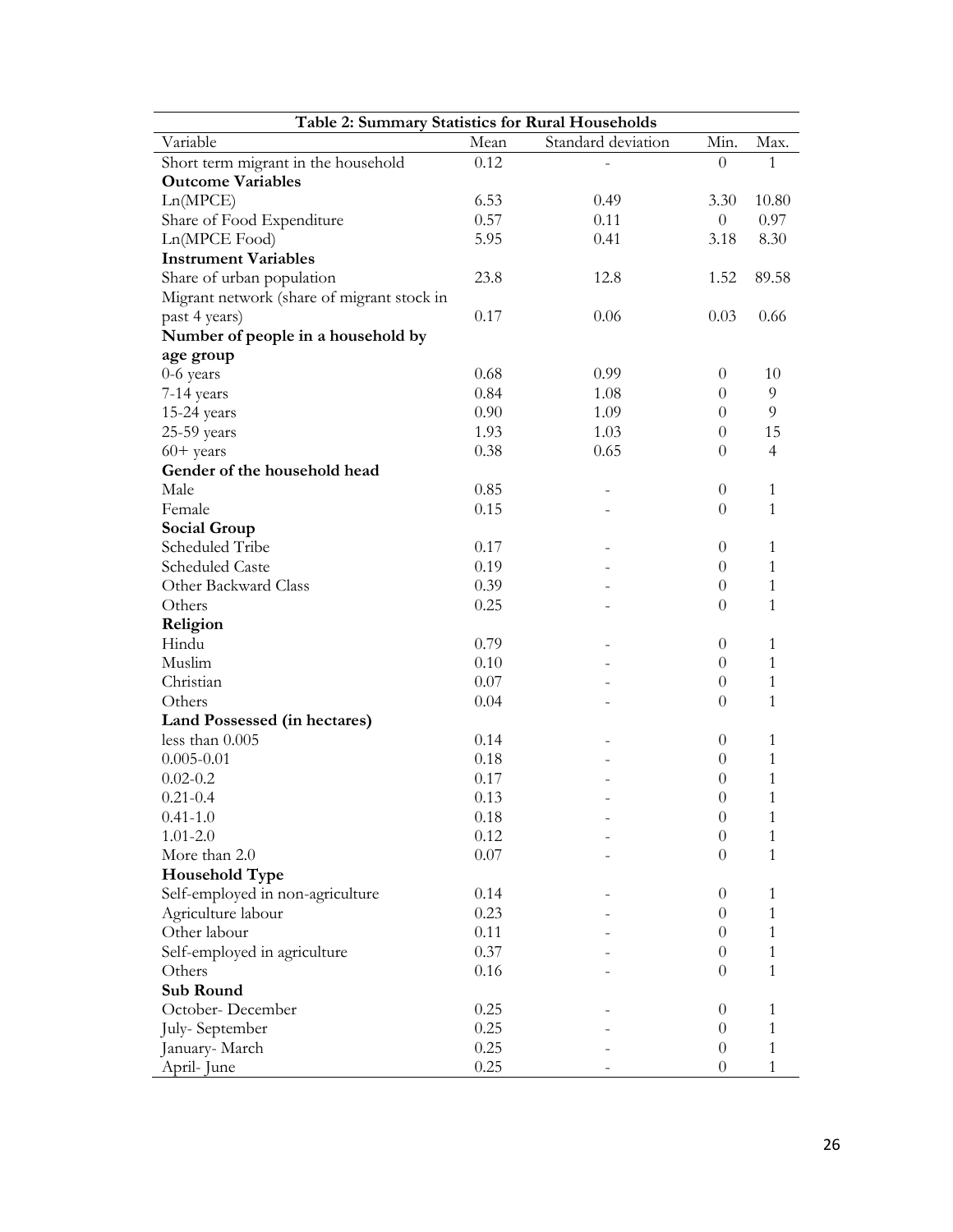**Table 2: Summary Statistics for Rural Households**

| Variable | Mean | Standard deviation | Min. | Max. |
|---|---|---|---|---|
| Short term migrant in the household | 0.12 | - | 0 | 1 |
| **Outcome Variables** | | | | |
| Ln(MPCE) | 6.53 | 0.49 | 3.30 | 10.80 |
| Share of Food Expenditure | 0.57 | 0.11 | 0 | 0.97 |
| Ln(MPCE Food) | 5.95 | 0.41 | 3.18 | 8.30 |
| **Instrument Variables** | | | | |
| Share of urban population | 23.8 | 12.8 | 1.52 | 89.58 |
| Migrant network (share of migrant stock in past 4 years) | 0.17 | 0.06 | 0.03 | 0.66 |
| **Number of people in a household by age group** | | | | |
| 0-6 years | 0.68 | 0.99 | 0 | 10 |
| 7-14 years | 0.84 | 1.08 | 0 | 9 |
| 15-24 years | 0.90 | 1.09 | 0 | 9 |
| 25-59 years | 1.93 | 1.03 | 0 | 15 |
| 60+ years | 0.38 | 0.65 | 0 | 4 |
| **Gender of the household head** | | | | |
| Male | 0.85 | - | 0 | 1 |
| Female | 0.15 | - | 0 | 1 |
| **Social Group** | | | | |
| Scheduled Tribe | 0.17 | - | 0 | 1 |
| Scheduled Caste | 0.19 | - | 0 | 1 |
| Other Backward Class | 0.39 | - | 0 | 1 |
| Others | 0.25 | - | 0 | 1 |
| **Religion** | | | | |
| Hindu | 0.79 | - | 0 | 1 |
| Muslim | 0.10 | - | 0 | 1 |
| Christian | 0.07 | - | 0 | 1 |
| Others | 0.04 | - | 0 | 1 |
| **Land Possessed (in hectares)** | | | | |
| less than 0.005 | 0.14 | - | 0 | 1 |
| 0.005-0.01 | 0.18 | - | 0 | 1 |
| 0.02-0.2 | 0.17 | - | 0 | 1 |
| 0.21-0.4 | 0.13 | - | 0 | 1 |
| 0.41-1.0 | 0.18 | - | 0 | 1 |
| 1.01-2.0 | 0.12 | - | 0 | 1 |
| More than 2.0 | 0.07 | - | 0 | 1 |
| **Household Type** | | | | |
| Self-employed in non-agriculture | 0.14 | - | 0 | 1 |
| Agriculture labour | 0.23 | - | 0 | 1 |
| Other labour | 0.11 | - | 0 | 1 |
| Self-employed in agriculture | 0.37 | - | 0 | 1 |
| Others | 0.16 | - | 0 | 1 |
| **Sub Round** | | | | |
| October- December | 0.25 | - | 0 | 1 |
| July- September | 0.25 | - | 0 | 1 |
| January- March | 0.25 | - | 0 | 1 |
| April- June | 0.25 | - | 0 | 1 |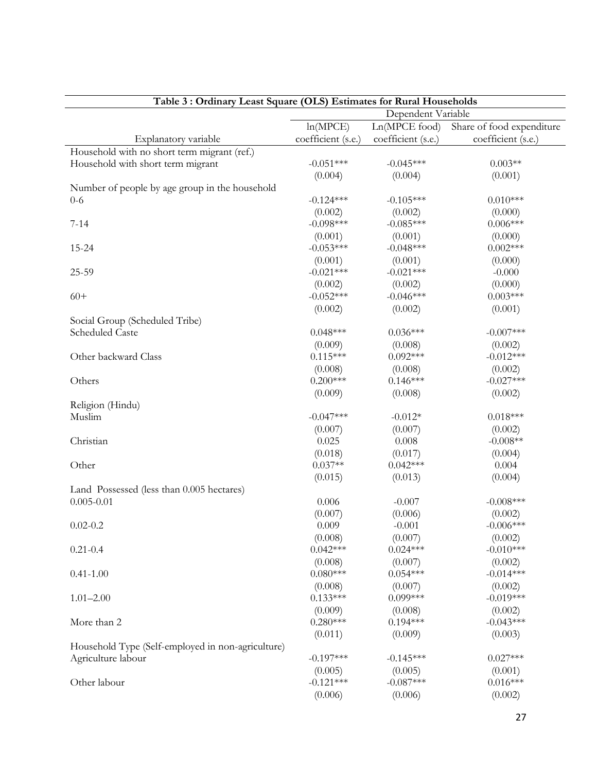| **Table 3 : Ordinary Least Square (OLS) Estimates for Rural Households** | | | |
|---|---|---|---|
| | Dependent Variable | | |
| | ln(MPCE) | Ln(MPCE food) | Share of food expenditure |
| Explanatory variable | coefficient (s.e.) | coefficient (s.e.) | coefficient (s.e.) |
| Household with no short term migrant (ref.) | | | |
| Household with short term migrant | -0.051*** | -0.045*** | 0.003** |
| | (0.004) | (0.004) | (0.001) |
| Number of people by age group in the household | | | |
| 0-6 | -0.124*** | -0.105*** | 0.010*** |
| | (0.002) | (0.002) | (0.000) |
| 7-14 | -0.098*** | -0.085*** | 0.006*** |
| | (0.001) | (0.001) | (0.000) |
| 15-24 | -0.053*** | -0.048*** | 0.002*** |
| | (0.001) | (0.001) | (0.000) |
| 25-59 | -0.021*** | -0.021*** | -0.000 |
| | (0.002) | (0.002) | (0.000) |
| 60+ | -0.052*** | -0.046*** | 0.003*** |
| | (0.002) | (0.002) | (0.001) |
| Social Group (Scheduled Tribe) | | | |
| Scheduled Caste | 0.048*** | 0.036*** | -0.007*** |
| | (0.009) | (0.008) | (0.002) |
| Other backward Class | 0.115*** | 0.092*** | -0.012*** |
| | (0.008) | (0.008) | (0.002) |
| Others | 0.200*** | 0.146*** | -0.027*** |
| | (0.009) | (0.008) | (0.002) |
| Religion (Hindu) | | | |
| Muslim | -0.047*** | -0.012* | 0.018*** |
| | (0.007) | (0.007) | (0.002) |
| Christian | 0.025 | 0.008 | -0.008** |
| | (0.018) | (0.017) | (0.004) |
| Other | 0.037** | 0.042*** | 0.004 |
| | (0.015) | (0.013) | (0.004) |
| Land Possessed (less than 0.005 hectares) | | | |
| 0.005-0.01 | 0.006 | -0.007 | -0.008*** |
| | (0.007) | (0.006) | (0.002) |
| 0.02-0.2 | 0.009 | -0.001 | -0.006*** |
| | (0.008) | (0.007) | (0.002) |
| 0.21-0.4 | 0.042*** | 0.024*** | -0.010*** |
| | (0.008) | (0.007) | (0.002) |
| 0.41-1.00 | 0.080*** | 0.054*** | -0.014*** |
| | (0.008) | (0.007) | (0.002) |
| 1.01–2.00 | 0.133*** | 0.099*** | -0.019*** |
| | (0.009) | (0.008) | (0.002) |
| More than 2 | 0.280*** | 0.194*** | -0.043*** |
| | (0.011) | (0.009) | (0.003) |
| Household Type (Self-employed in non-agriculture) | | | |
| Agriculture labour | -0.197*** | -0.145*** | 0.027*** |
| | (0.005) | (0.005) | (0.001) |
| Other labour | -0.121*** | -0.087*** | 0.016*** |
| | (0.006) | (0.006) | (0.002) |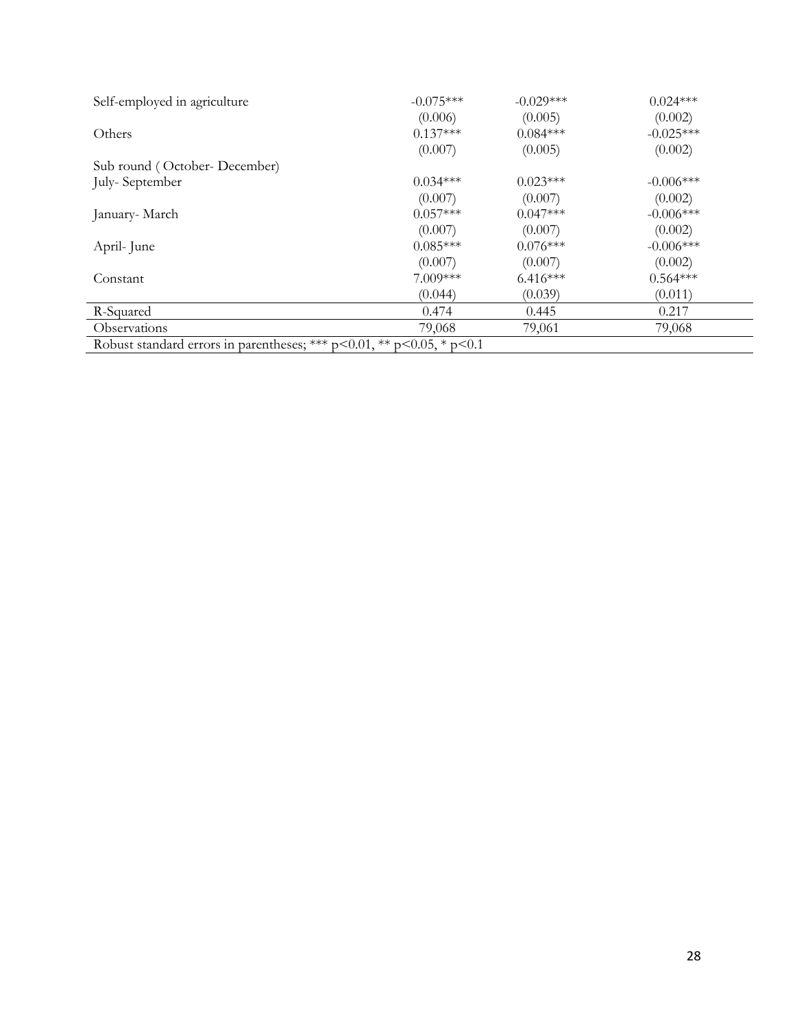| | | | |
|---|---|---|---|
| Self-employed in agriculture | -0.075*** | -0.029*** | 0.024*** |
| | (0.006) | (0.005) | (0.002) |
| Others | 0.137*** | 0.084*** | -0.025*** |
| | (0.007) | (0.005) | (0.002) |
| Sub round ( October- December) | | | |
| July- September | 0.034*** | 0.023*** | -0.006*** |
| | (0.007) | (0.007) | (0.002) |
| January- March | 0.057*** | 0.047*** | -0.006*** |
| | (0.007) | (0.007) | (0.002) |
| April- June | 0.085*** | 0.076*** | -0.006*** |
| | (0.007) | (0.007) | (0.002) |
| Constant | 7.009*** | 6.416*** | 0.564*** |
| | (0.044) | (0.039) | (0.011) |
| R-Squared | 0.474 | 0.445 | 0.217 |
| Observations | 79,068 | 79,061 | 79,068 |

Robust standard errors in parentheses; *** p<0.01, ** p<0.05, * p<0.1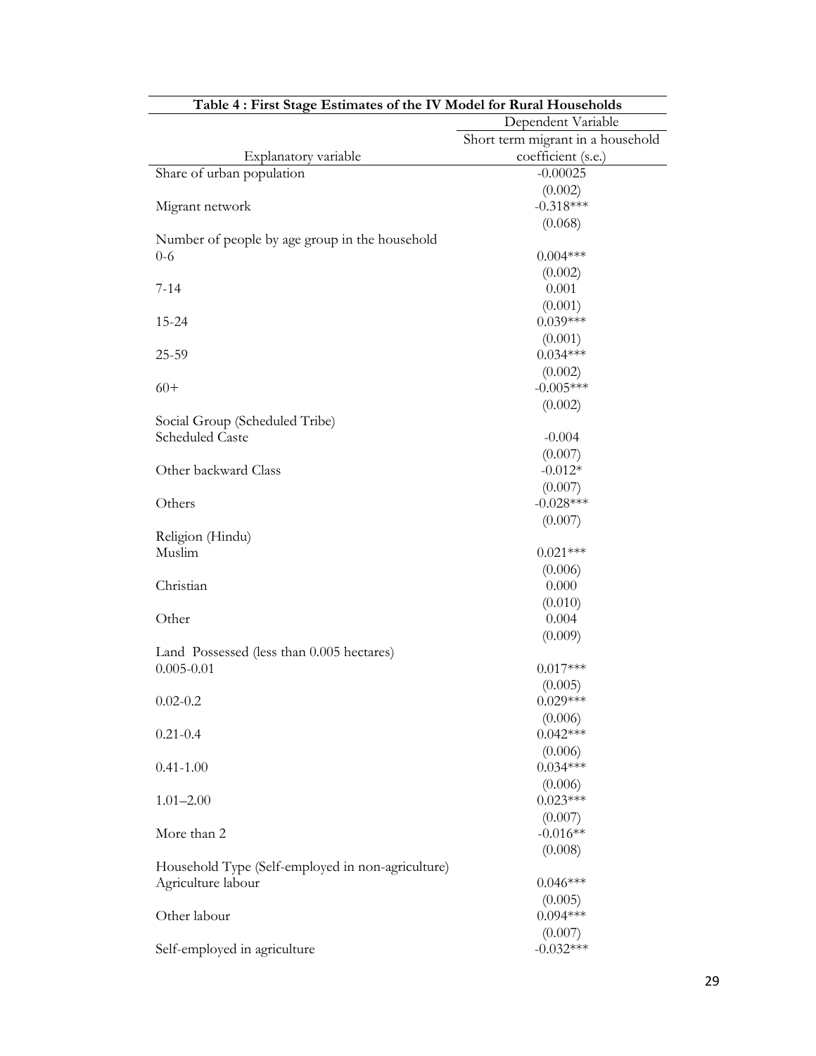**Table 4 : First Stage Estimates of the IV Model for Rural Households**

| Explanatory variable | Dependent Variable: Short term migrant in a household coefficient (s.e.) |
|---|---|
| Share of urban population | -0.00025 |
| | (0.002) |
| Migrant network | -0.318*** |
| | (0.068) |
| Number of people by age group in the household | |
| 0-6 | 0.004*** |
| | (0.002) |
| 7-14 | 0.001 |
| | (0.001) |
| 15-24 | 0.039*** |
| | (0.001) |
| 25-59 | 0.034*** |
| | (0.002) |
| 60+ | -0.005*** |
| | (0.002) |
| Social Group (Scheduled Tribe) | |
| Scheduled Caste | -0.004 |
| | (0.007) |
| Other backward Class | -0.012* |
| | (0.007) |
| Others | -0.028*** |
| | (0.007) |
| Religion (Hindu) | |
| Muslim | 0.021*** |
| | (0.006) |
| Christian | 0.000 |
| | (0.010) |
| Other | 0.004 |
| | (0.009) |
| Land Possessed (less than 0.005 hectares) | |
| 0.005-0.01 | 0.017*** |
| | (0.005) |
| 0.02-0.2 | 0.029*** |
| | (0.006) |
| 0.21-0.4 | 0.042*** |
| | (0.006) |
| 0.41-1.00 | 0.034*** |
| | (0.006) |
| 1.01–2.00 | 0.023*** |
| | (0.007) |
| More than 2 | -0.016** |
| | (0.008) |
| Household Type (Self-employed in non-agriculture) | |
| Agriculture labour | 0.046*** |
| | (0.005) |
| Other labour | 0.094*** |
| | (0.007) |
| Self-employed in agriculture | -0.032*** |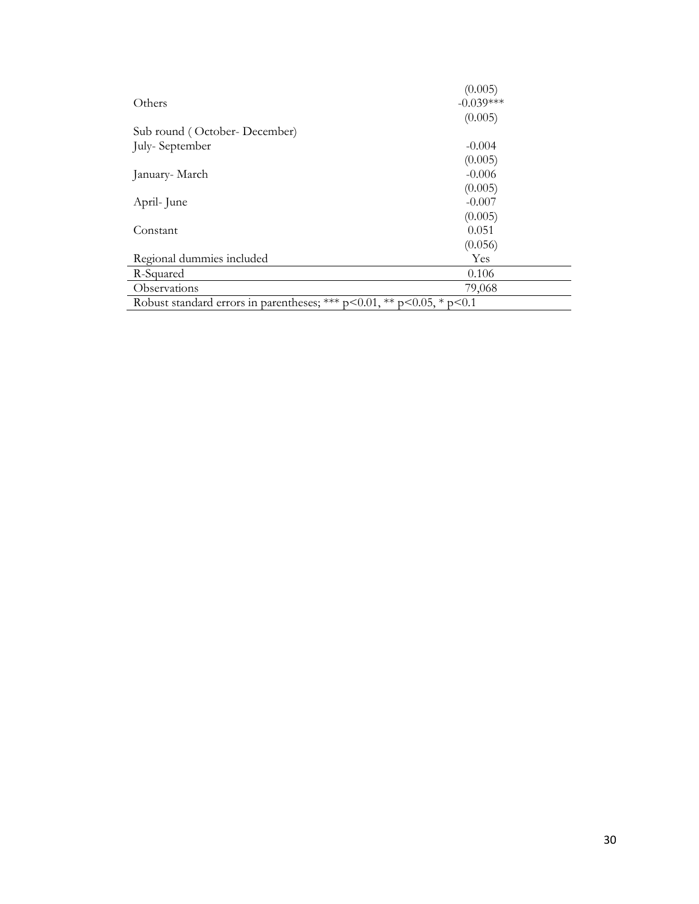| | |
|---|---|
| | (0.005) |
| Others | -0.039*** |
| | (0.005) |
| Sub round ( October- December) | |
| July- September | -0.004 |
| | (0.005) |
| January- March | -0.006 |
| | (0.005) |
| April- June | -0.007 |
| | (0.005) |
| Constant | 0.051 |
| | (0.056) |
| Regional dummies included | Yes |
| R-Squared | 0.106 |
| Observations | 79,068 |

Robust standard errors in parentheses; *** $p<0.01$, ** $p<0.05$, * $p<0.1$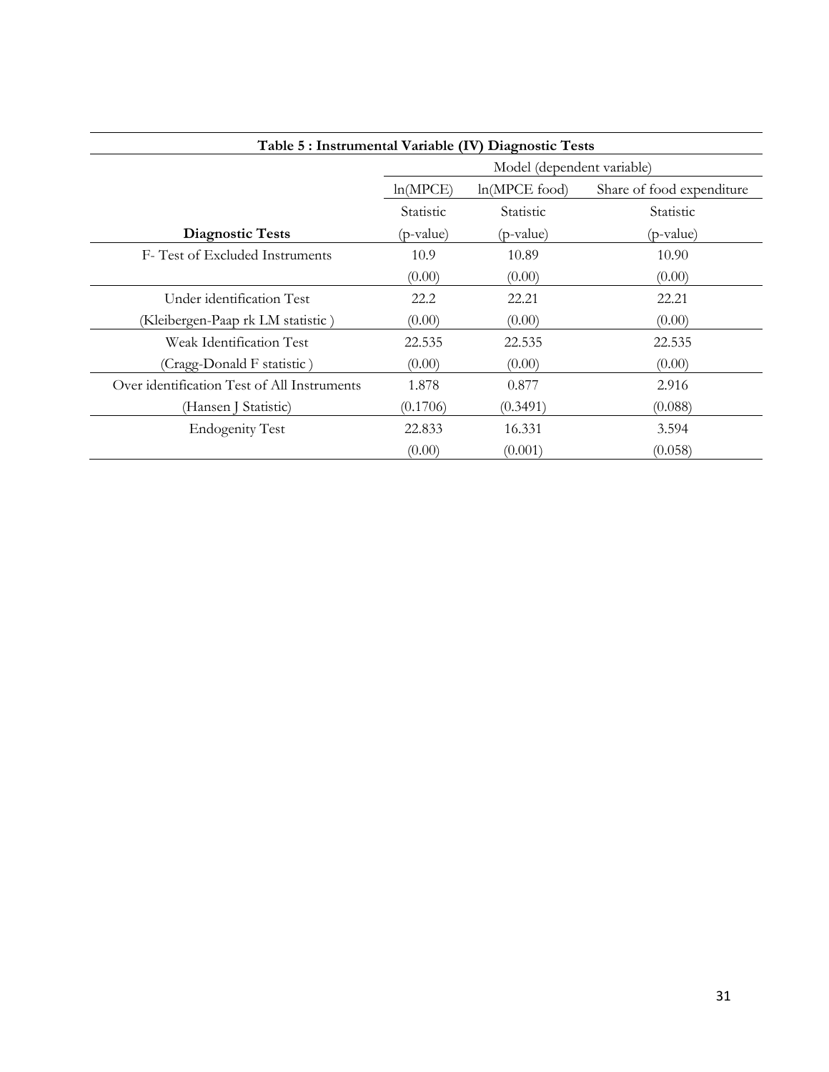**Table 5 : Instrumental Variable (IV) Diagnostic Tests**

| | Model (dependent variable) | | |
|---|---|---|---|
| | ln(MPCE) | ln(MPCE food) | Share of food expenditure |
| | Statistic | Statistic | Statistic |
| **Diagnostic Tests** | (p-value) | (p-value) | (p-value) |
| F- Test of Excluded Instruments | 10.9 | 10.89 | 10.90 |
| | (0.00) | (0.00) | (0.00) |
| Under identification Test | 22.2 | 22.21 | 22.21 |
| (Kleibergen-Paap rk LM statistic ) | (0.00) | (0.00) | (0.00) |
| Weak Identification Test | 22.535 | 22.535 | 22.535 |
| (Cragg-Donald F statistic ) | (0.00) | (0.00) | (0.00) |
| Over identification Test of All Instruments | 1.878 | 0.877 | 2.916 |
| (Hansen J Statistic) | (0.1706) | (0.3491) | (0.088) |
| Endogenity Test | 22.833 | 16.331 | 3.594 |
| | (0.00) | (0.001) | (0.058) |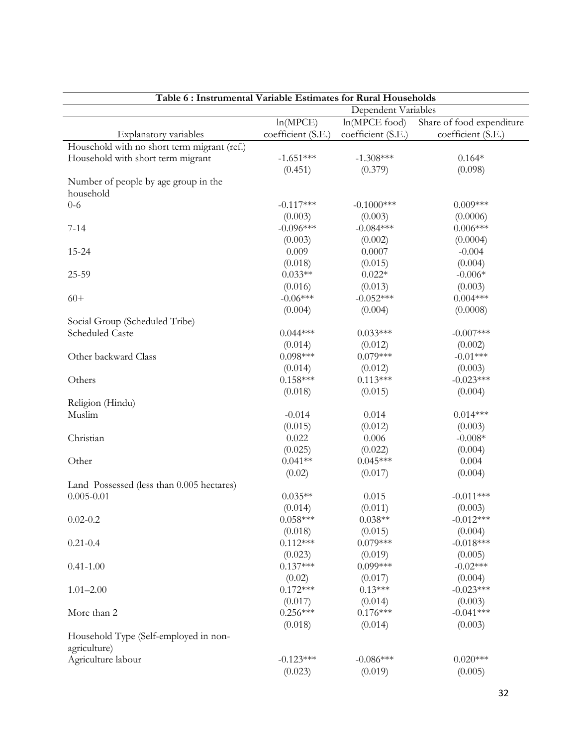**Table 6 : Instrumental Variable Estimates for Rural Households**

| | Dependent Variables | | |
|---|---|---|---|
| | ln(MPCE) | ln(MPCE food) | Share of food expenditure |
| Explanatory variables | coefficient (S.E.) | coefficient (S.E.) | coefficient (S.E.) |
| Household with no short term migrant (ref.) | | | |
| Household with short term migrant | -1.651*** | -1.308*** | 0.164* |
| | (0.451) | (0.379) | (0.098) |
| Number of people by age group in the household | | | |
| 0-6 | -0.117*** | -0.1000*** | 0.009*** |
| | (0.003) | (0.003) | (0.0006) |
| 7-14 | -0.096*** | -0.084*** | 0.006*** |
| | (0.003) | (0.002) | (0.0004) |
| 15-24 | 0.009 | 0.0007 | -0.004 |
| | (0.018) | (0.015) | (0.004) |
| 25-59 | 0.033** | 0.022* | -0.006* |
| | (0.016) | (0.013) | (0.003) |
| 60+ | -0.06*** | -0.052*** | 0.004*** |
| | (0.004) | (0.004) | (0.0008) |
| Social Group (Scheduled Tribe) | | | |
| Scheduled Caste | 0.044*** | 0.033*** | -0.007*** |
| | (0.014) | (0.012) | (0.002) |
| Other backward Class | 0.098*** | 0.079*** | -0.01*** |
| | (0.014) | (0.012) | (0.003) |
| Others | 0.158*** | 0.113*** | -0.023*** |
| | (0.018) | (0.015) | (0.004) |
| Religion (Hindu) | | | |
| Muslim | -0.014 | 0.014 | 0.014*** |
| | (0.015) | (0.012) | (0.003) |
| Christian | 0.022 | 0.006 | -0.008* |
| | (0.025) | (0.022) | (0.004) |
| Other | 0.041** | 0.045*** | 0.004 |
| | (0.02) | (0.017) | (0.004) |
| Land Possessed (less than 0.005 hectares) | | | |
| 0.005-0.01 | 0.035** | 0.015 | -0.011*** |
| | (0.014) | (0.011) | (0.003) |
| 0.02-0.2 | 0.058*** | 0.038** | -0.012*** |
| | (0.018) | (0.015) | (0.004) |
| 0.21-0.4 | 0.112*** | 0.079*** | -0.018*** |
| | (0.023) | (0.019) | (0.005) |
| 0.41-1.00 | 0.137*** | 0.099*** | -0.02*** |
| | (0.02) | (0.017) | (0.004) |
| 1.01–2.00 | 0.172*** | 0.13*** | -0.023*** |
| | (0.017) | (0.014) | (0.003) |
| More than 2 | 0.256*** | 0.176*** | -0.041*** |
| | (0.018) | (0.014) | (0.003) |
| Household Type (Self-employed in non-agriculture) | | | |
| Agriculture labour | -0.123*** | -0.086*** | 0.020*** |
| | (0.023) | (0.019) | (0.005) |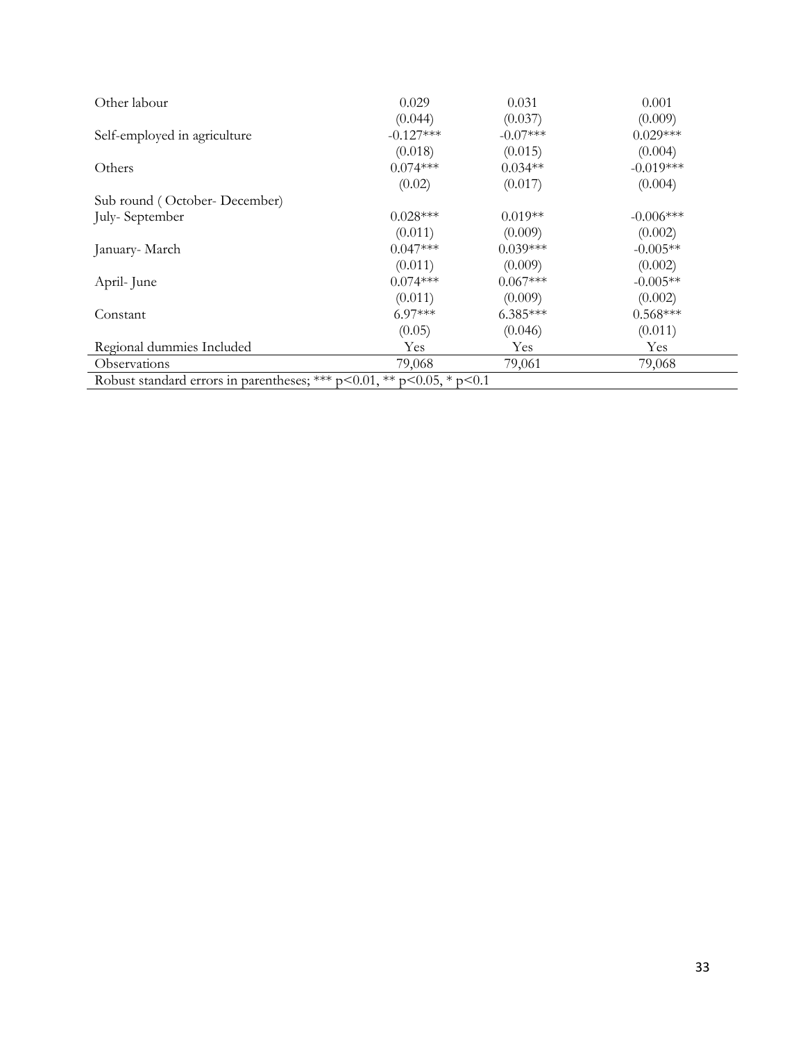| | | | |
|---|---|---|---|
| Other labour | 0.029 | 0.031 | 0.001 |
| | (0.044) | (0.037) | (0.009) |
| Self-employed in agriculture | -0.127*** | -0.07*** | 0.029*** |
| | (0.018) | (0.015) | (0.004) |
| Others | 0.074*** | 0.034** | -0.019*** |
| | (0.02) | (0.017) | (0.004) |
| Sub round ( October- December) | | | |
| July- September | 0.028*** | 0.019** | -0.006*** |
| | (0.011) | (0.009) | (0.002) |
| January- March | 0.047*** | 0.039*** | -0.005** |
| | (0.011) | (0.009) | (0.002) |
| April- June | 0.074*** | 0.067*** | -0.005** |
| | (0.011) | (0.009) | (0.002) |
| Constant | 6.97*** | 6.385*** | 0.568*** |
| | (0.05) | (0.046) | (0.011) |
| Regional dummies Included | Yes | Yes | Yes |
| Observations | 79,068 | 79,061 | 79,068 |

Robust standard errors in parentheses; *** p<0.01, ** p<0.05, * p<0.1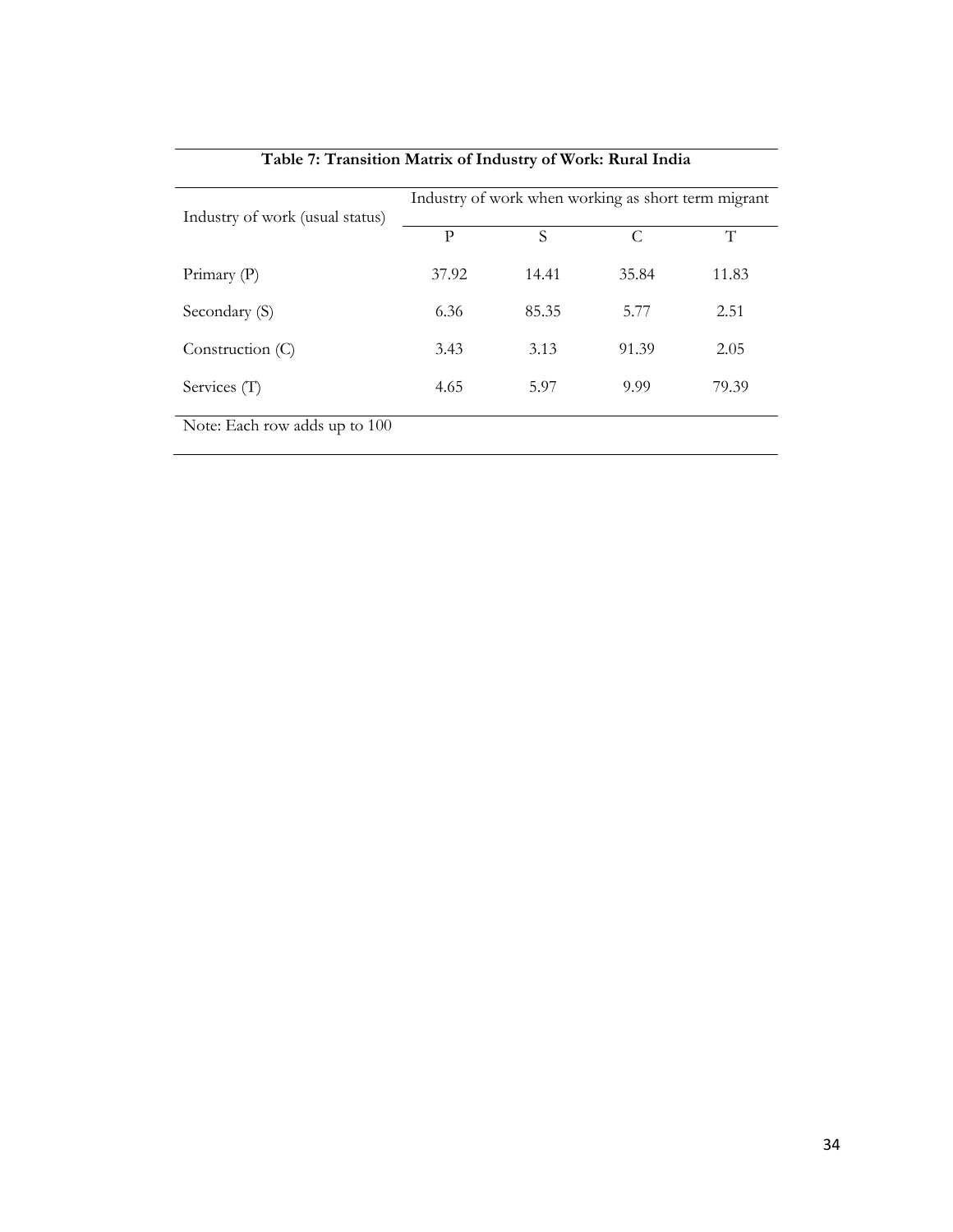**Table 7: Transition Matrix of Industry of Work: Rural India**

| Industry of work (usual status) | Industry of work when working as short term migrant | | | |
|---|---|---|---|---|
| | P | S | C | T |
| Primary (P) | 37.92 | 14.41 | 35.84 | 11.83 |
| Secondary (S) | 6.36 | 85.35 | 5.77 | 2.51 |
| Construction (C) | 3.43 | 3.13 | 91.39 | 2.05 |
| Services (T) | 4.65 | 5.97 | 9.99 | 79.39 |

Note: Each row adds up to 100